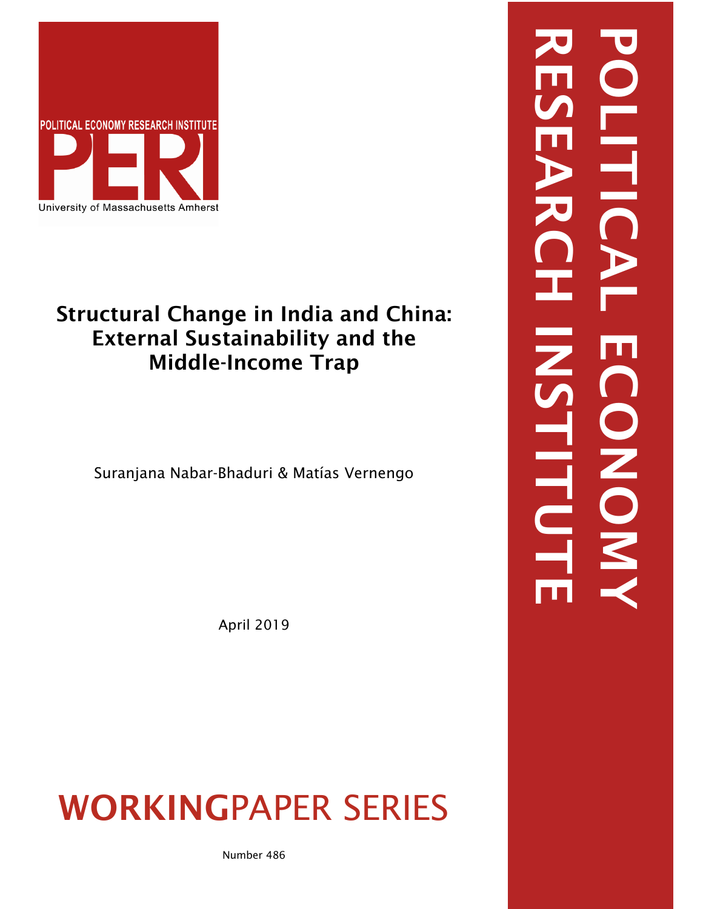POLITICAL ECONOMY RESEARCH INSTITUTE

PERI

University of Massachusetts Amherst

# Structural Change in India and China: External Sustainability and the Middle-Income Trap

Suranjana Nabar-Bhaduri & Matías Vernengo

April 2019

**WORKING**PAPER SERIES

Number 486

POLITICAL ECONOMY RESEARCH INSTITUTE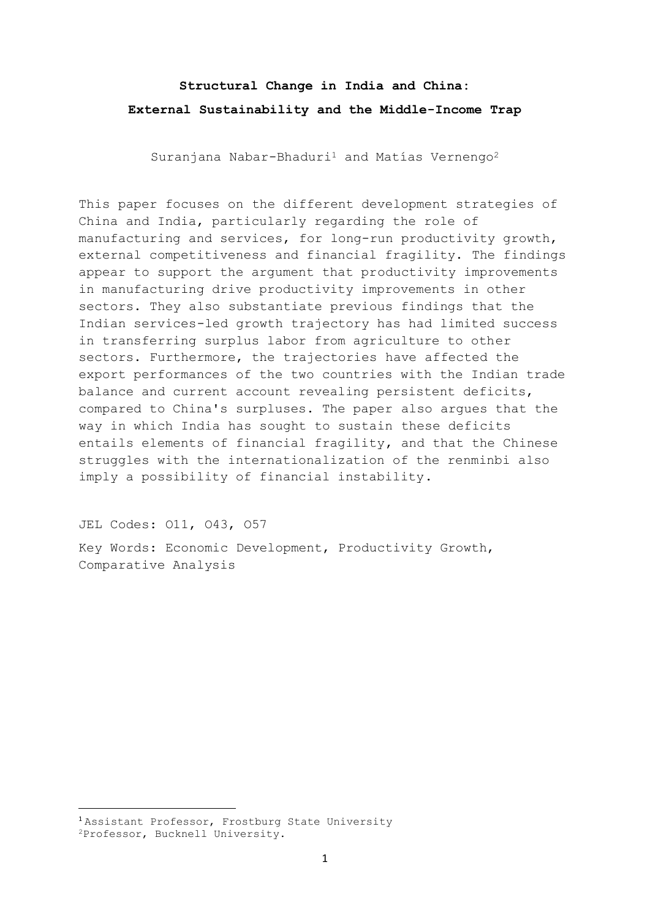**Structural Change in India and China:**
**External Sustainability and the Middle-Income Trap**

Suranjana Nabar-Bhaduri[1] and Matías Vernengo[2]

This paper focuses on the different development strategies of China and India, particularly regarding the role of manufacturing and services, for long-run productivity growth, external competitiveness and financial fragility. The findings appear to support the argument that productivity improvements in manufacturing drive productivity improvements in other sectors. They also substantiate previous findings that the Indian services-led growth trajectory has had limited success in transferring surplus labor from agriculture to other sectors. Furthermore, the trajectories have affected the export performances of the two countries with the Indian trade balance and current account revealing persistent deficits, compared to China's surpluses. The paper also argues that the way in which India has sought to sustain these deficits entails elements of financial fragility, and that the Chinese struggles with the internationalization of the renminbi also imply a possibility of financial instability.

JEL Codes: O11, O43, O57

Key Words: Economic Development, Productivity Growth, Comparative Analysis

---

[1] Assistant Professor, Frostburg State University

[2] Professor, Bucknell University.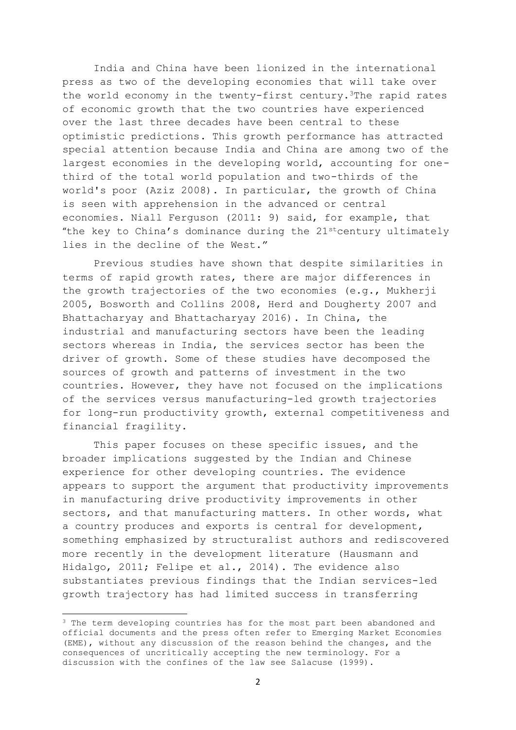India and China have been lionized in the international press as two of the developing economies that will take over the world economy in the twenty-first century.[3] The rapid rates of economic growth that the two countries have experienced over the last three decades have been central to these optimistic predictions. This growth performance has attracted special attention because India and China are among two of the largest economies in the developing world, accounting for one-third of the total world population and two-thirds of the world's poor (Aziz 2008). In particular, the growth of China is seen with apprehension in the advanced or central economies. Niall Ferguson (2011: 9) said, for example, that "the key to China's dominance during the 21st century ultimately lies in the decline of the West."

Previous studies have shown that despite similarities in terms of rapid growth rates, there are major differences in the growth trajectories of the two economies (e.g., Mukherji 2005, Bosworth and Collins 2008, Herd and Dougherty 2007 and Bhattacharyay and Bhattacharyay 2016). In China, the industrial and manufacturing sectors have been the leading sectors whereas in India, the services sector has been the driver of growth. Some of these studies have decomposed the sources of growth and patterns of investment in the two countries. However, they have not focused on the implications of the services versus manufacturing-led growth trajectories for long-run productivity growth, external competitiveness and financial fragility.

This paper focuses on these specific issues, and the broader implications suggested by the Indian and Chinese experience for other developing countries. The evidence appears to support the argument that productivity improvements in manufacturing drive productivity improvements in other sectors, and that manufacturing matters. In other words, what a country produces and exports is central for development, something emphasized by structuralist authors and rediscovered more recently in the development literature (Hausmann and Hidalgo, 2011; Felipe et al., 2014). The evidence also substantiates previous findings that the Indian services-led growth trajectory has had limited success in transferring

[3] The term developing countries has for the most part been abandoned and official documents and the press often refer to Emerging Market Economies (EME), without any discussion of the reason behind the changes, and the consequences of uncritically accepting the new terminology. For a discussion with the confines of the law see Salacuse (1999).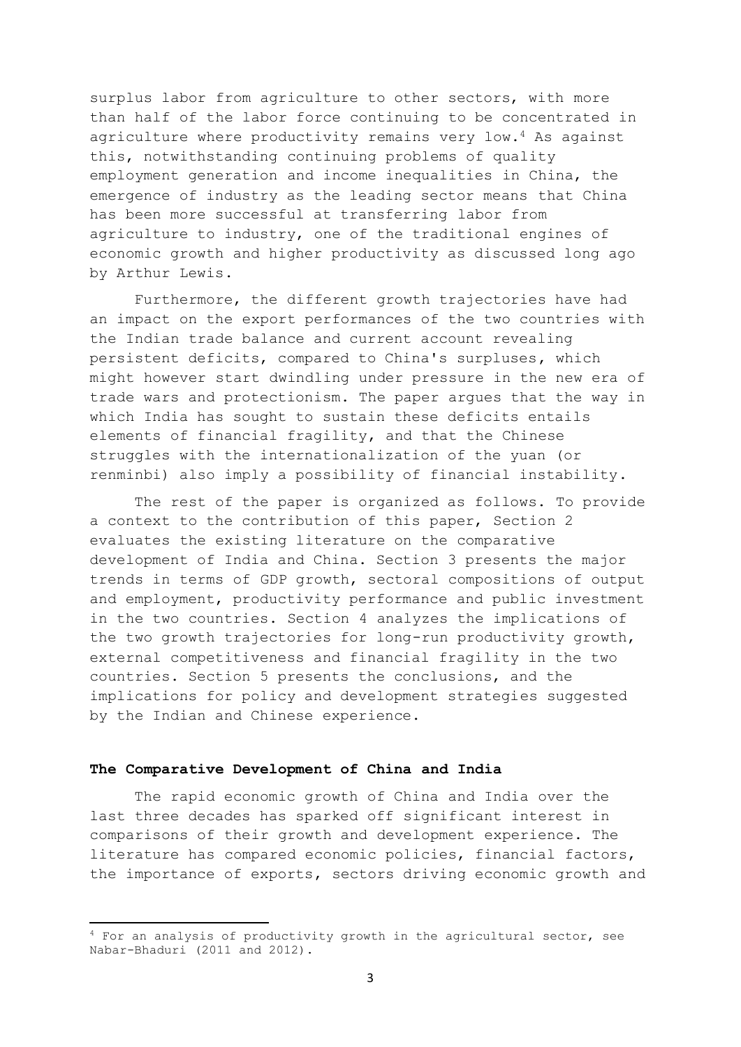surplus labor from agriculture to other sectors, with more than half of the labor force continuing to be concentrated in agriculture where productivity remains very low.[4] As against this, notwithstanding continuing problems of quality employment generation and income inequalities in China, the emergence of industry as the leading sector means that China has been more successful at transferring labor from agriculture to industry, one of the traditional engines of economic growth and higher productivity as discussed long ago by Arthur Lewis.

Furthermore, the different growth trajectories have had an impact on the export performances of the two countries with the Indian trade balance and current account revealing persistent deficits, compared to China's surpluses, which might however start dwindling under pressure in the new era of trade wars and protectionism. The paper argues that the way in which India has sought to sustain these deficits entails elements of financial fragility, and that the Chinese struggles with the internationalization of the yuan (or renminbi) also imply a possibility of financial instability.

The rest of the paper is organized as follows. To provide a context to the contribution of this paper, Section 2 evaluates the existing literature on the comparative development of India and China. Section 3 presents the major trends in terms of GDP growth, sectoral compositions of output and employment, productivity performance and public investment in the two countries. Section 4 analyzes the implications of the two growth trajectories for long-run productivity growth, external competitiveness and financial fragility in the two countries. Section 5 presents the conclusions, and the implications for policy and development strategies suggested by the Indian and Chinese experience.

## The Comparative Development of China and India

The rapid economic growth of China and India over the last three decades has sparked off significant interest in comparisons of their growth and development experience. The literature has compared economic policies, financial factors, the importance of exports, sectors driving economic growth and

[4] For an analysis of productivity growth in the agricultural sector, see Nabar-Bhaduri (2011 and 2012).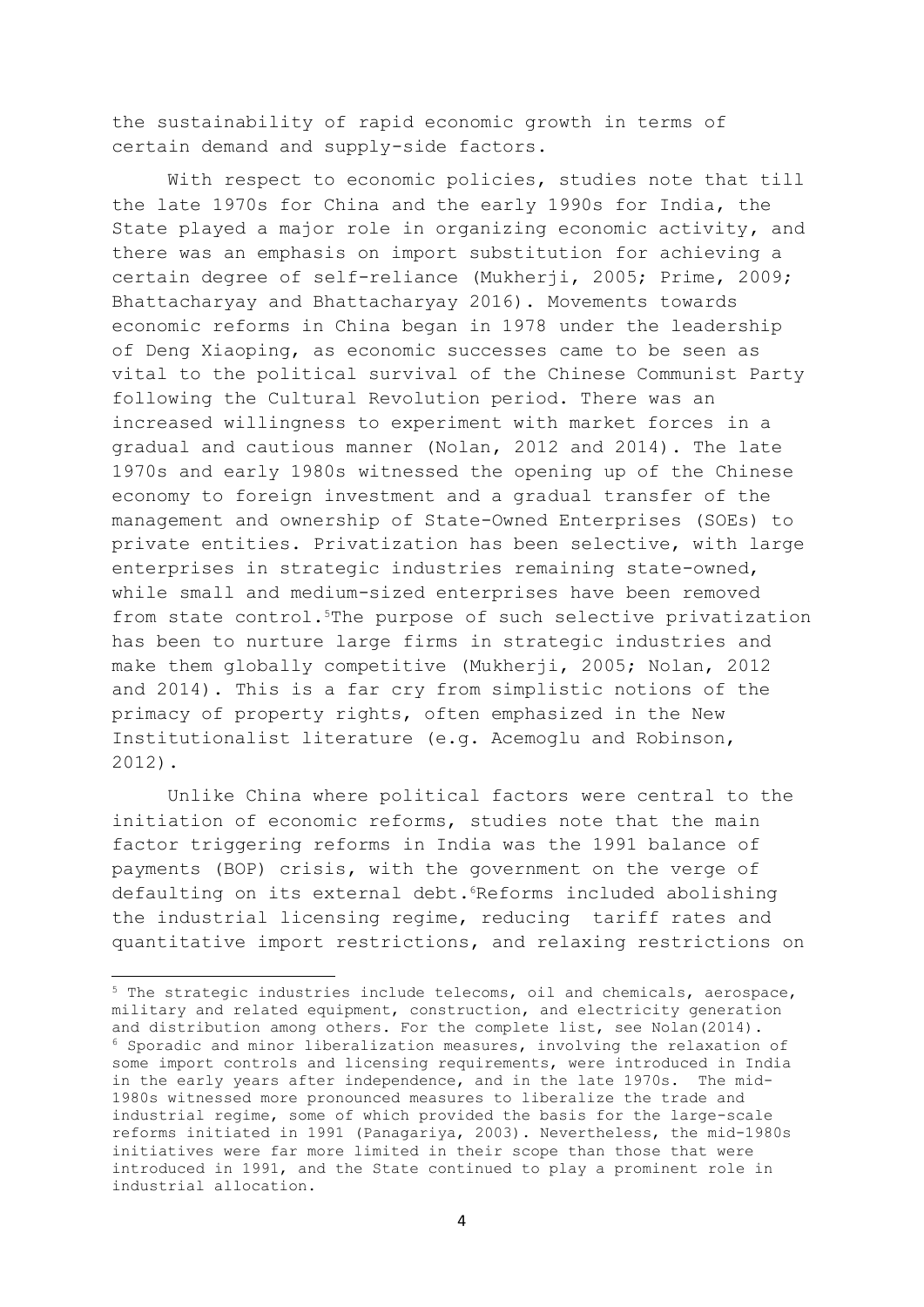the sustainability of rapid economic growth in terms of certain demand and supply-side factors.

With respect to economic policies, studies note that till the late 1970s for China and the early 1990s for India, the State played a major role in organizing economic activity, and there was an emphasis on import substitution for achieving a certain degree of self-reliance (Mukherji, 2005; Prime, 2009; Bhattacharyay and Bhattacharyay 2016). Movements towards economic reforms in China began in 1978 under the leadership of Deng Xiaoping, as economic successes came to be seen as vital to the political survival of the Chinese Communist Party following the Cultural Revolution period. There was an increased willingness to experiment with market forces in a gradual and cautious manner (Nolan, 2012 and 2014). The late 1970s and early 1980s witnessed the opening up of the Chinese economy to foreign investment and a gradual transfer of the management and ownership of State-Owned Enterprises (SOEs) to private entities. Privatization has been selective, with large enterprises in strategic industries remaining state-owned, while small and medium-sized enterprises have been removed from state control.[5] The purpose of such selective privatization has been to nurture large firms in strategic industries and make them globally competitive (Mukherji, 2005; Nolan, 2012 and 2014). This is a far cry from simplistic notions of the primacy of property rights, often emphasized in the New Institutionalist literature (e.g. Acemoglu and Robinson, 2012).

Unlike China where political factors were central to the initiation of economic reforms, studies note that the main factor triggering reforms in India was the 1991 balance of payments (BOP) crisis, with the government on the verge of defaulting on its external debt.[6] Reforms included abolishing the industrial licensing regime, reducing tariff rates and quantitative import restrictions, and relaxing restrictions on

---

[5] The strategic industries include telecoms, oil and chemicals, aerospace, military and related equipment, construction, and electricity generation and distribution among others. For the complete list, see Nolan(2014).

[6] Sporadic and minor liberalization measures, involving the relaxation of some import controls and licensing requirements, were introduced in India in the early years after independence, and in the late 1970s. The mid-1980s witnessed more pronounced measures to liberalize the trade and industrial regime, some of which provided the basis for the large-scale reforms initiated in 1991 (Panagariya, 2003). Nevertheless, the mid-1980s initiatives were far more limited in their scope than those that were introduced in 1991, and the State continued to play a prominent role in industrial allocation.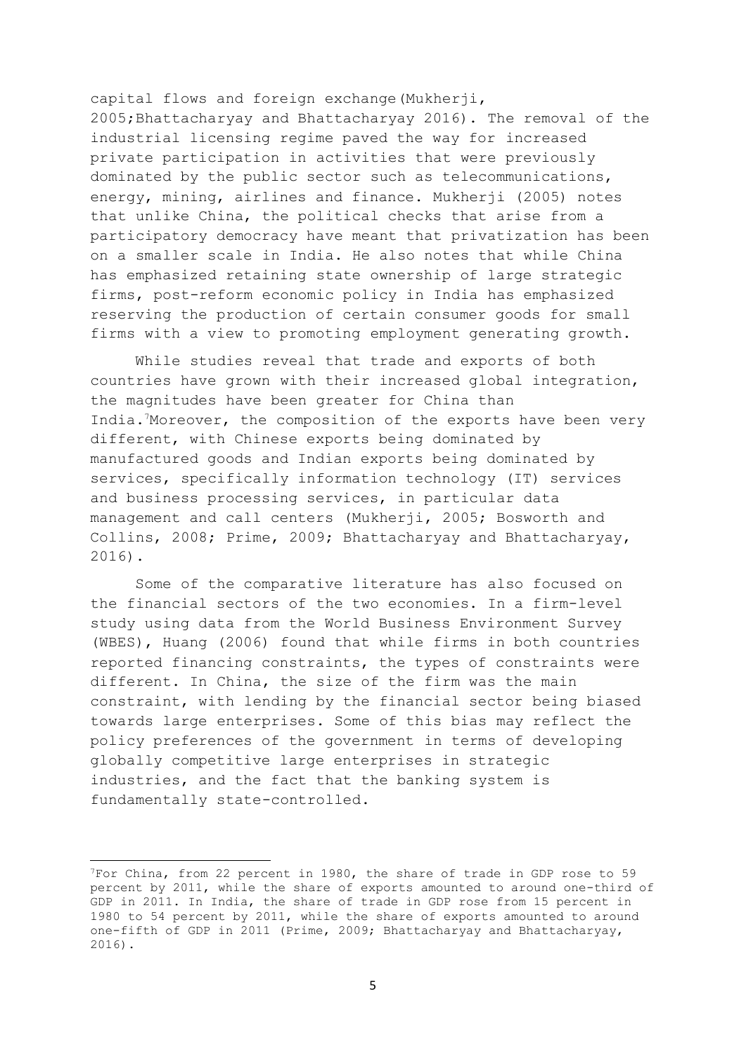capital flows and foreign exchange (Mukherji, 2005; Bhattacharyay and Bhattacharyay 2016). The removal of the industrial licensing regime paved the way for increased private participation in activities that were previously dominated by the public sector such as telecommunications, energy, mining, airlines and finance. Mukherji (2005) notes that unlike China, the political checks that arise from a participatory democracy have meant that privatization has been on a smaller scale in India. He also notes that while China has emphasized retaining state ownership of large strategic firms, post-reform economic policy in India has emphasized reserving the production of certain consumer goods for small firms with a view to promoting employment generating growth.

While studies reveal that trade and exports of both countries have grown with their increased global integration, the magnitudes have been greater for China than India.[7] Moreover, the composition of the exports have been very different, with Chinese exports being dominated by manufactured goods and Indian exports being dominated by services, specifically information technology (IT) services and business processing services, in particular data management and call centers (Mukherji, 2005; Bosworth and Collins, 2008; Prime, 2009; Bhattacharyay and Bhattacharyay, 2016).

Some of the comparative literature has also focused on the financial sectors of the two economies. In a firm-level study using data from the World Business Environment Survey (WBES), Huang (2006) found that while firms in both countries reported financing constraints, the types of constraints were different. In China, the size of the firm was the main constraint, with lending by the financial sector being biased towards large enterprises. Some of this bias may reflect the policy preferences of the government in terms of developing globally competitive large enterprises in strategic industries, and the fact that the banking system is fundamentally state-controlled.

---

[7] For China, from 22 percent in 1980, the share of trade in GDP rose to 59 percent by 2011, while the share of exports amounted to around one-third of GDP in 2011. In India, the share of trade in GDP rose from 15 percent in 1980 to 54 percent by 2011, while the share of exports amounted to around one-fifth of GDP in 2011 (Prime, 2009; Bhattacharyay and Bhattacharyay, 2016).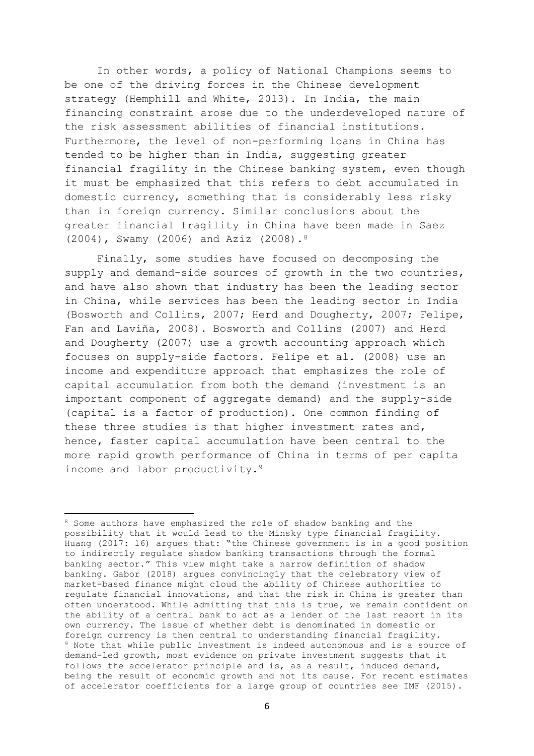In other words, a policy of National Champions seems to be one of the driving forces in the Chinese development strategy (Hemphill and White, 2013). In India, the main financing constraint arose due to the underdeveloped nature of the risk assessment abilities of financial institutions. Furthermore, the level of non-performing loans in China has tended to be higher than in India, suggesting greater financial fragility in the Chinese banking system, even though it must be emphasized that this refers to debt accumulated in domestic currency, something that is considerably less risky than in foreign currency. Similar conclusions about the greater financial fragility in China have been made in Saez (2004), Swamy (2006) and Aziz (2008).[8]

Finally, some studies have focused on decomposing the supply and demand-side sources of growth in the two countries, and have also shown that industry has been the leading sector in China, while services has been the leading sector in India (Bosworth and Collins, 2007; Herd and Dougherty, 2007; Felipe, Fan and Laviña, 2008). Bosworth and Collins (2007) and Herd and Dougherty (2007) use a growth accounting approach which focuses on supply-side factors. Felipe et al. (2008) use an income and expenditure approach that emphasizes the role of capital accumulation from both the demand (investment is an important component of aggregate demand) and the supply-side (capital is a factor of production). One common finding of these three studies is that higher investment rates and, hence, faster capital accumulation have been central to the more rapid growth performance of China in terms of per capita income and labor productivity.[9]

---

[8] Some authors have emphasized the role of shadow banking and the possibility that it would lead to the Minsky type financial fragility. Huang (2017: 16) argues that: "the Chinese government is in a good position to indirectly regulate shadow banking transactions through the formal banking sector." This view might take a narrow definition of shadow banking. Gabor (2018) argues convincingly that the celebratory view of market-based finance might cloud the ability of Chinese authorities to regulate financial innovations, and that the risk in China is greater than often understood. While admitting that this is true, we remain confident on the ability of a central bank to act as a lender of the last resort in its own currency. The issue of whether debt is denominated in domestic or foreign currency is then central to understanding financial fragility.

[9] Note that while public investment is indeed autonomous and is a source of demand-led growth, most evidence on private investment suggests that it follows the accelerator principle and is, as a result, induced demand, being the result of economic growth and not its cause. For recent estimates of accelerator coefficients for a large group of countries see IMF (2015).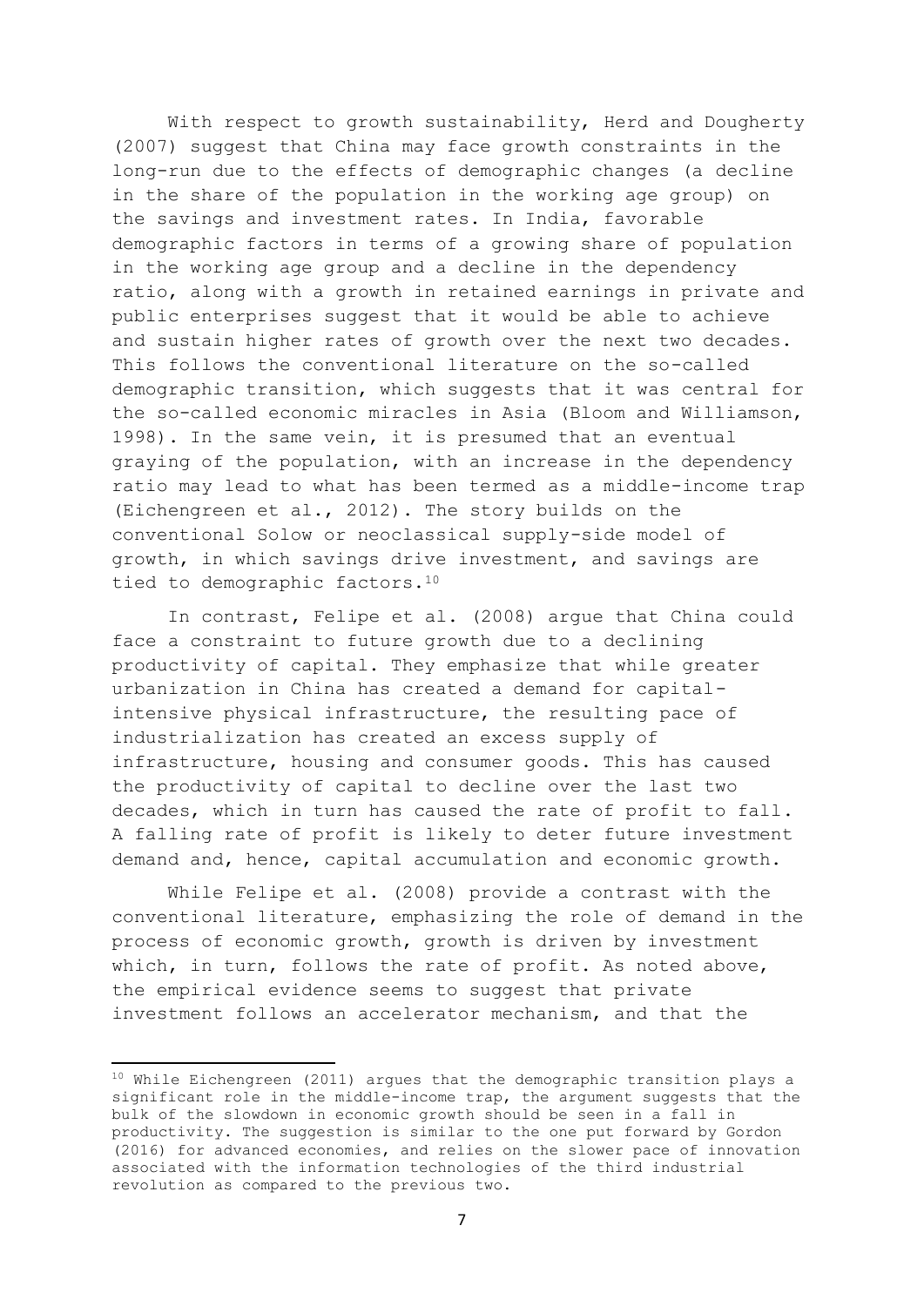With respect to growth sustainability, Herd and Dougherty (2007) suggest that China may face growth constraints in the long-run due to the effects of demographic changes (a decline in the share of the population in the working age group) on the savings and investment rates. In India, favorable demographic factors in terms of a growing share of population in the working age group and a decline in the dependency ratio, along with a growth in retained earnings in private and public enterprises suggest that it would be able to achieve and sustain higher rates of growth over the next two decades. This follows the conventional literature on the so-called demographic transition, which suggests that it was central for the so-called economic miracles in Asia (Bloom and Williamson, 1998). In the same vein, it is presumed that an eventual graying of the population, with an increase in the dependency ratio may lead to what has been termed as a middle-income trap (Eichengreen et al., 2012). The story builds on the conventional Solow or neoclassical supply-side model of growth, in which savings drive investment, and savings are tied to demographic factors.[10]

In contrast, Felipe et al. (2008) argue that China could face a constraint to future growth due to a declining productivity of capital. They emphasize that while greater urbanization in China has created a demand for capital-intensive physical infrastructure, the resulting pace of industrialization has created an excess supply of infrastructure, housing and consumer goods. This has caused the productivity of capital to decline over the last two decades, which in turn has caused the rate of profit to fall. A falling rate of profit is likely to deter future investment demand and, hence, capital accumulation and economic growth.

While Felipe et al. (2008) provide a contrast with the conventional literature, emphasizing the role of demand in the process of economic growth, growth is driven by investment which, in turn, follows the rate of profit. As noted above, the empirical evidence seems to suggest that private investment follows an accelerator mechanism, and that the

[10] While Eichengreen (2011) argues that the demographic transition plays a significant role in the middle-income trap, the argument suggests that the bulk of the slowdown in economic growth should be seen in a fall in productivity. The suggestion is similar to the one put forward by Gordon (2016) for advanced economies, and relies on the slower pace of innovation associated with the information technologies of the third industrial revolution as compared to the previous two.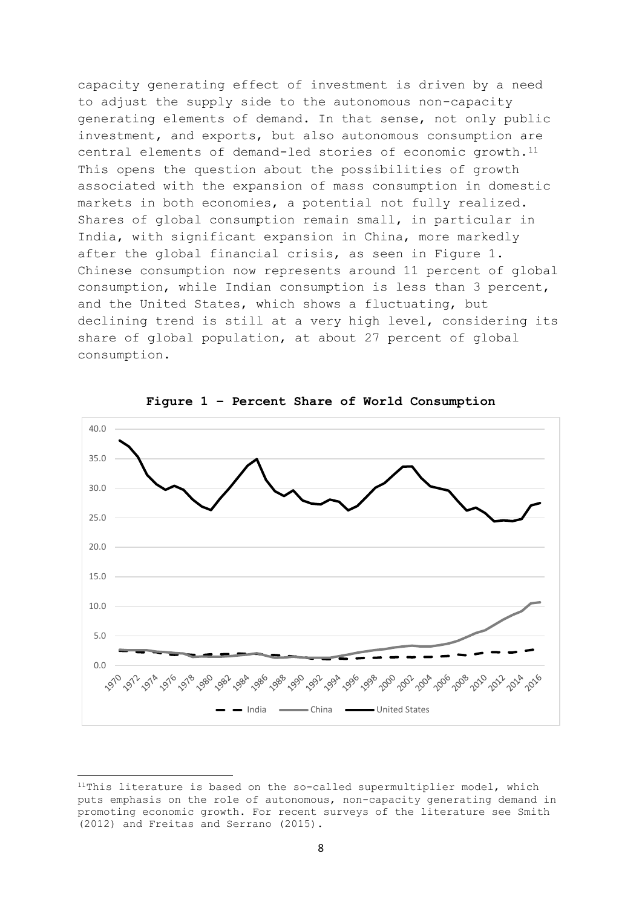capacity generating effect of investment is driven by a need to adjust the supply side to the autonomous non-capacity generating elements of demand. In that sense, not only public investment, and exports, but also autonomous consumption are central elements of demand-led stories of economic growth.[11] This opens the question about the possibilities of growth associated with the expansion of mass consumption in domestic markets in both economies, a potential not fully realized. Shares of global consumption remain small, in particular in India, with significant expansion in China, more markedly after the global financial crisis, as seen in Figure 1. Chinese consumption now represents around 11 percent of global consumption, while Indian consumption is less than 3 percent, and the United States, which shows a fluctuating, but declining trend is still at a very high level, considering its share of global population, at about 27 percent of global consumption.

**Figure 1 – Percent Share of World Consumption**

[11] This literature is based on the so-called supermultiplier model, which puts emphasis on the role of autonomous, non-capacity generating demand in promoting economic growth. For recent surveys of the literature see Smith (2012) and Freitas and Serrano (2015).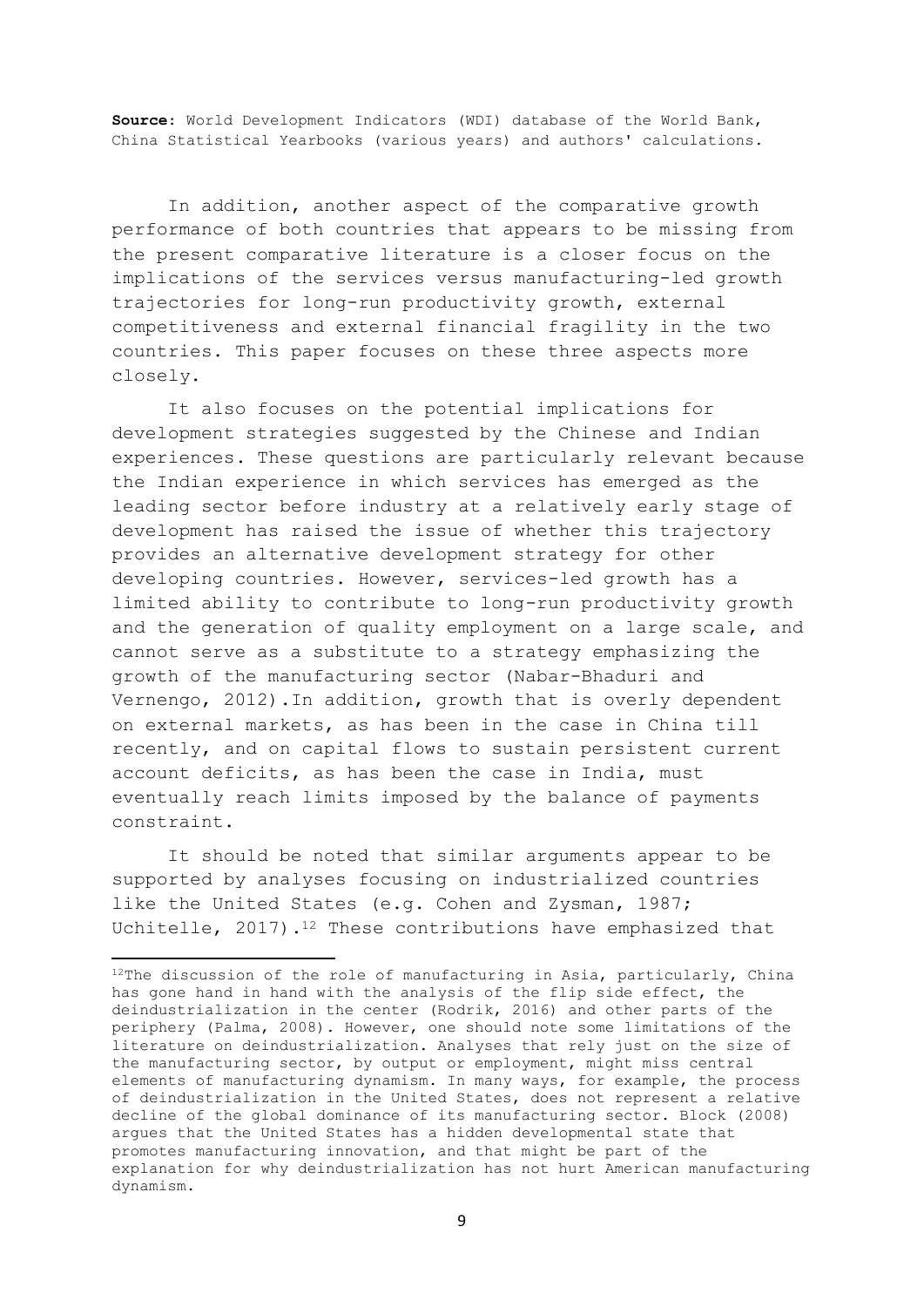**Source:** World Development Indicators (WDI) database of the World Bank, China Statistical Yearbooks (various years) and authors' calculations.

In addition, another aspect of the comparative growth performance of both countries that appears to be missing from the present comparative literature is a closer focus on the implications of the services versus manufacturing-led growth trajectories for long-run productivity growth, external competitiveness and external financial fragility in the two countries. This paper focuses on these three aspects more closely.

It also focuses on the potential implications for development strategies suggested by the Chinese and Indian experiences. These questions are particularly relevant because the Indian experience in which services has emerged as the leading sector before industry at a relatively early stage of development has raised the issue of whether this trajectory provides an alternative development strategy for other developing countries. However, services-led growth has a limited ability to contribute to long-run productivity growth and the generation of quality employment on a large scale, and cannot serve as a substitute to a strategy emphasizing the growth of the manufacturing sector (Nabar-Bhaduri and Vernengo, 2012).In addition, growth that is overly dependent on external markets, as has been in the case in China till recently, and on capital flows to sustain persistent current account deficits, as has been the case in India, must eventually reach limits imposed by the balance of payments constraint.

It should be noted that similar arguments appear to be supported by analyses focusing on industrialized countries like the United States (e.g. Cohen and Zysman, 1987; Uchitelle, 2017).[12] These contributions have emphasized that

[12]The discussion of the role of manufacturing in Asia, particularly, China has gone hand in hand with the analysis of the flip side effect, the deindustrialization in the center (Rodrik, 2016) and other parts of the periphery (Palma, 2008). However, one should note some limitations of the literature on deindustrialization. Analyses that rely just on the size of the manufacturing sector, by output or employment, might miss central elements of manufacturing dynamism. In many ways, for example, the process of deindustrialization in the United States, does not represent a relative decline of the global dominance of its manufacturing sector. Block (2008) argues that the United States has a hidden developmental state that promotes manufacturing innovation, and that might be part of the explanation for why deindustrialization has not hurt American manufacturing dynamism.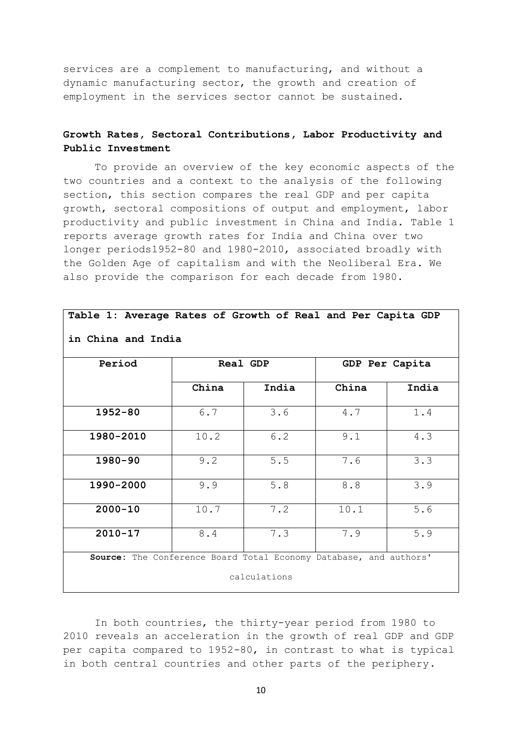services are a complement to manufacturing, and without a dynamic manufacturing sector, the growth and creation of employment in the services sector cannot be sustained.

**Growth Rates, Sectoral Contributions, Labor Productivity and Public Investment**

To provide an overview of the key economic aspects of the two countries and a context to the analysis of the following section, this section compares the real GDP and per capita growth, sectoral compositions of output and employment, labor productivity and public investment in China and India. Table 1 reports average growth rates for India and China over two longer periods1952-80 and 1980-2010, associated broadly with the Golden Age of capitalism and with the Neoliberal Era. We also provide the comparison for each decade from 1980.

**Table 1: Average Rates of Growth of Real and Per Capita GDP in China and India**

| Period | Real GDP | | GDP Per Capita | |
|---|---|---|---|---|
| | China | India | China | India |
| **1952-80** | 6.7 | 3.6 | 4.7 | 1.4 |
| **1980-2010** | 10.2 | 6.2 | 9.1 | 4.3 |
| **1980-90** | 9.2 | 5.5 | 7.6 | 3.3 |
| **1990-2000** | 9.9 | 5.8 | 8.8 | 3.9 |
| **2000-10** | 10.7 | 7.2 | 10.1 | 5.6 |
| **2010-17** | 8.4 | 7.3 | 7.9 | 5.9 |

**Source:** The Conference Board Total Economy Database, and authors' calculations

In both countries, the thirty-year period from 1980 to 2010 reveals an acceleration in the growth of real GDP and GDP per capita compared to 1952-80, in contrast to what is typical in both central countries and other parts of the periphery.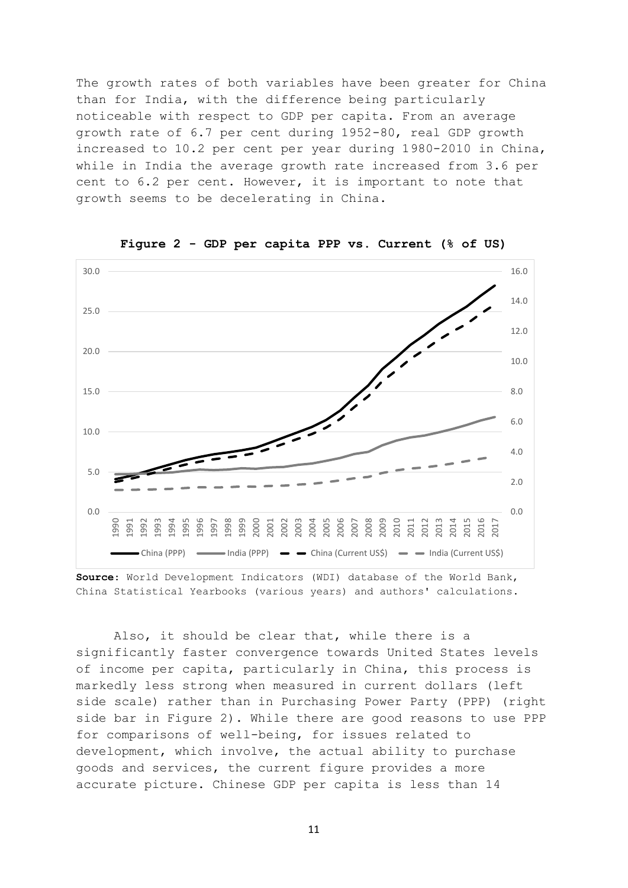The growth rates of both variables have been greater for China than for India, with the difference being particularly noticeable with respect to GDP per capita. From an average growth rate of 6.7 per cent during 1952-80, real GDP growth increased to 10.2 per cent per year during 1980-2010 in China, while in India the average growth rate increased from 3.6 per cent to 6.2 per cent. However, it is important to note that growth seems to be decelerating in China.

**Figure 2 - GDP per capita PPP vs. Current (% of US)**

**Source:** World Development Indicators (WDI) database of the World Bank, China Statistical Yearbooks (various years) and authors' calculations.

Also, it should be clear that, while there is a significantly faster convergence towards United States levels of income per capita, particularly in China, this process is markedly less strong when measured in current dollars (left side scale) rather than in Purchasing Power Party (PPP) (right side bar in Figure 2). While there are good reasons to use PPP for comparisons of well-being, for issues related to development, which involve, the actual ability to purchase goods and services, the current figure provides a more accurate picture. Chinese GDP per capita is less than 14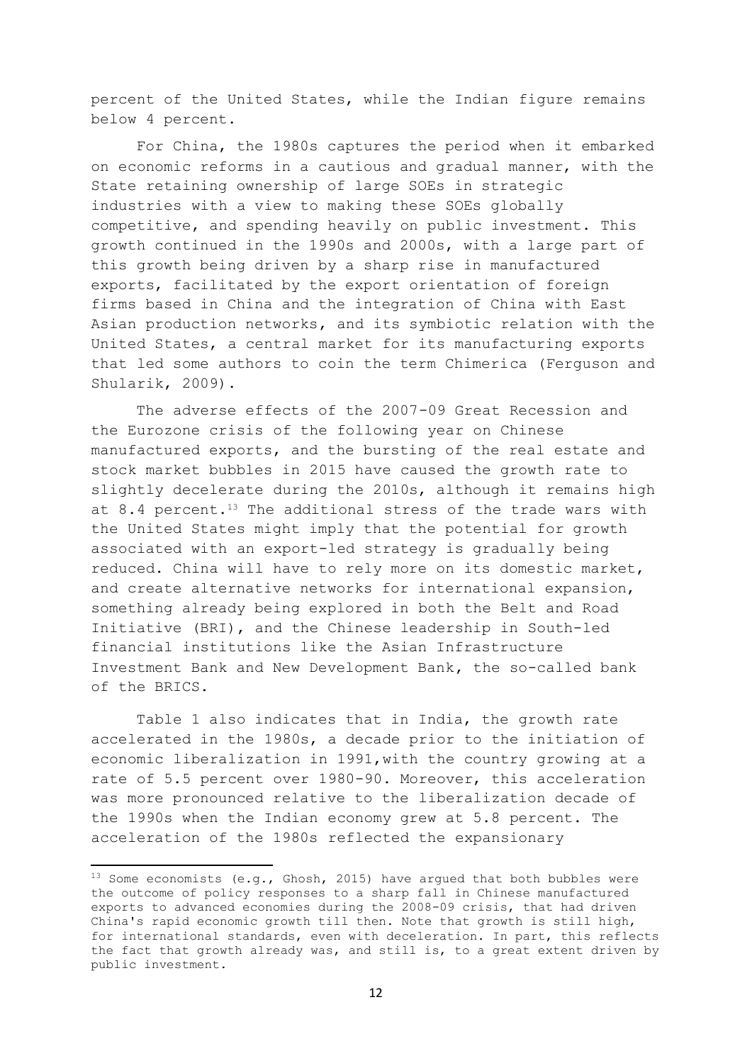percent of the United States, while the Indian figure remains below 4 percent.

For China, the 1980s captures the period when it embarked on economic reforms in a cautious and gradual manner, with the State retaining ownership of large SOEs in strategic industries with a view to making these SOEs globally competitive, and spending heavily on public investment. This growth continued in the 1990s and 2000s, with a large part of this growth being driven by a sharp rise in manufactured exports, facilitated by the export orientation of foreign firms based in China and the integration of China with East Asian production networks, and its symbiotic relation with the United States, a central market for its manufacturing exports that led some authors to coin the term Chimerica (Ferguson and Shularik, 2009).

The adverse effects of the 2007-09 Great Recession and the Eurozone crisis of the following year on Chinese manufactured exports, and the bursting of the real estate and stock market bubbles in 2015 have caused the growth rate to slightly decelerate during the 2010s, although it remains high at 8.4 percent.[13] The additional stress of the trade wars with the United States might imply that the potential for growth associated with an export-led strategy is gradually being reduced. China will have to rely more on its domestic market, and create alternative networks for international expansion, something already being explored in both the Belt and Road Initiative (BRI), and the Chinese leadership in South-led financial institutions like the Asian Infrastructure Investment Bank and New Development Bank, the so-called bank of the BRICS.

Table 1 also indicates that in India, the growth rate accelerated in the 1980s, a decade prior to the initiation of economic liberalization in 1991,with the country growing at a rate of 5.5 percent over 1980-90. Moreover, this acceleration was more pronounced relative to the liberalization decade of the 1990s when the Indian economy grew at 5.8 percent. The acceleration of the 1980s reflected the expansionary

---

[13] Some economists (e.g., Ghosh, 2015) have argued that both bubbles were the outcome of policy responses to a sharp fall in Chinese manufactured exports to advanced economies during the 2008-09 crisis, that had driven China's rapid economic growth till then. Note that growth is still high, for international standards, even with deceleration. In part, this reflects the fact that growth already was, and still is, to a great extent driven by public investment.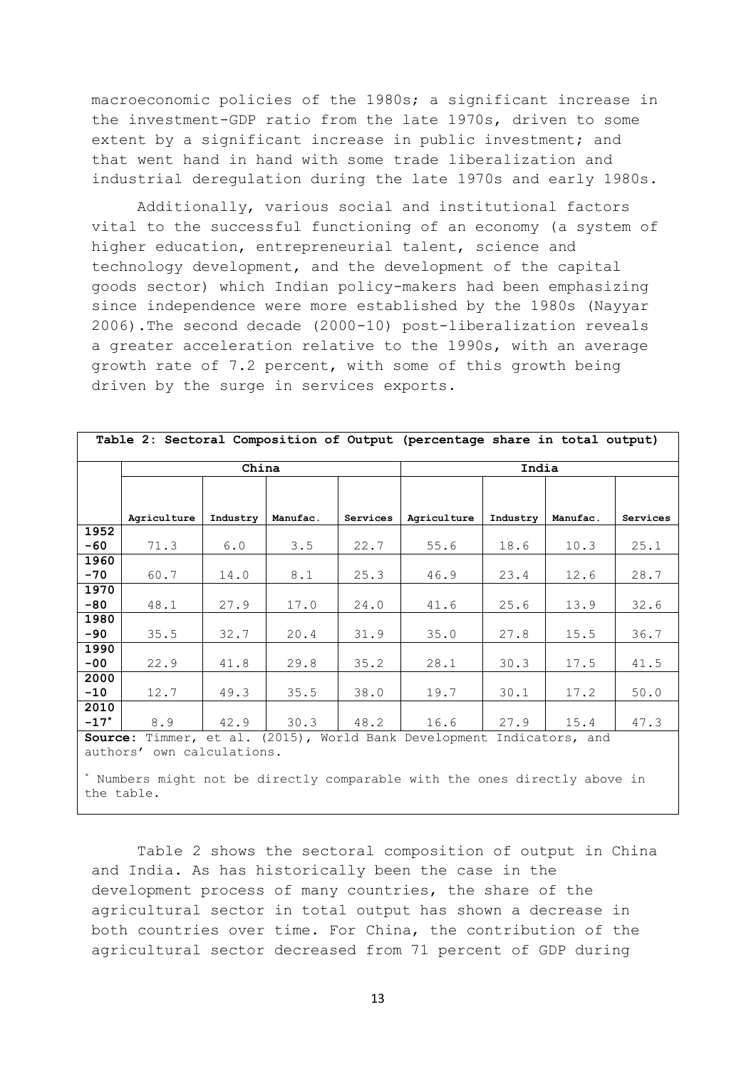macroeconomic policies of the 1980s; a significant increase in the investment-GDP ratio from the late 1970s, driven to some extent by a significant increase in public investment; and that went hand in hand with some trade liberalization and industrial deregulation during the late 1970s and early 1980s.

Additionally, various social and institutional factors vital to the successful functioning of an economy (a system of higher education, entrepreneurial talent, science and technology development, and the development of the capital goods sector) which Indian policy-makers had been emphasizing since independence were more established by the 1980s (Nayyar 2006).The second decade (2000-10) post-liberalization reveals a greater acceleration relative to the 1990s, with an average growth rate of 7.2 percent, with some of this growth being driven by the surge in services exports.

**Table 2: Sectoral Composition of Output (percentage share in total output)**

| | China | | | | India | | | |
|---|---|---|---|---|---|---|---|---|
| | Agriculture | Industry | Manufac. | Services | Agriculture | Industry | Manufac. | Services |
| 1952-60 | 71.3 | 6.0 | 3.5 | 22.7 | 55.6 | 18.6 | 10.3 | 25.1 |
| 1960-70 | 60.7 | 14.0 | 8.1 | 25.3 | 46.9 | 23.4 | 12.6 | 28.7 |
| 1970-80 | 48.1 | 27.9 | 17.0 | 24.0 | 41.6 | 25.6 | 13.9 | 32.6 |
| 1980-90 | 35.5 | 32.7 | 20.4 | 31.9 | 35.0 | 27.8 | 15.5 | 36.7 |
| 1990-00 | 22.9 | 41.8 | 29.8 | 35.2 | 28.1 | 30.3 | 17.5 | 41.5 |
| 2000-10 | 12.7 | 49.3 | 35.5 | 38.0 | 19.7 | 30.1 | 17.2 | 50.0 |
| 2010-17* | 8.9 | 42.9 | 30.3 | 48.2 | 16.6 | 27.9 | 15.4 | 47.3 |

**Source:** Timmer, et al. (2015), World Bank Development Indicators, and authors' own calculations.

* Numbers might not be directly comparable with the ones directly above in the table.

Table 2 shows the sectoral composition of output in China and India. As has historically been the case in the development process of many countries, the share of the agricultural sector in total output has shown a decrease in both countries over time. For China, the contribution of the agricultural sector decreased from 71 percent of GDP during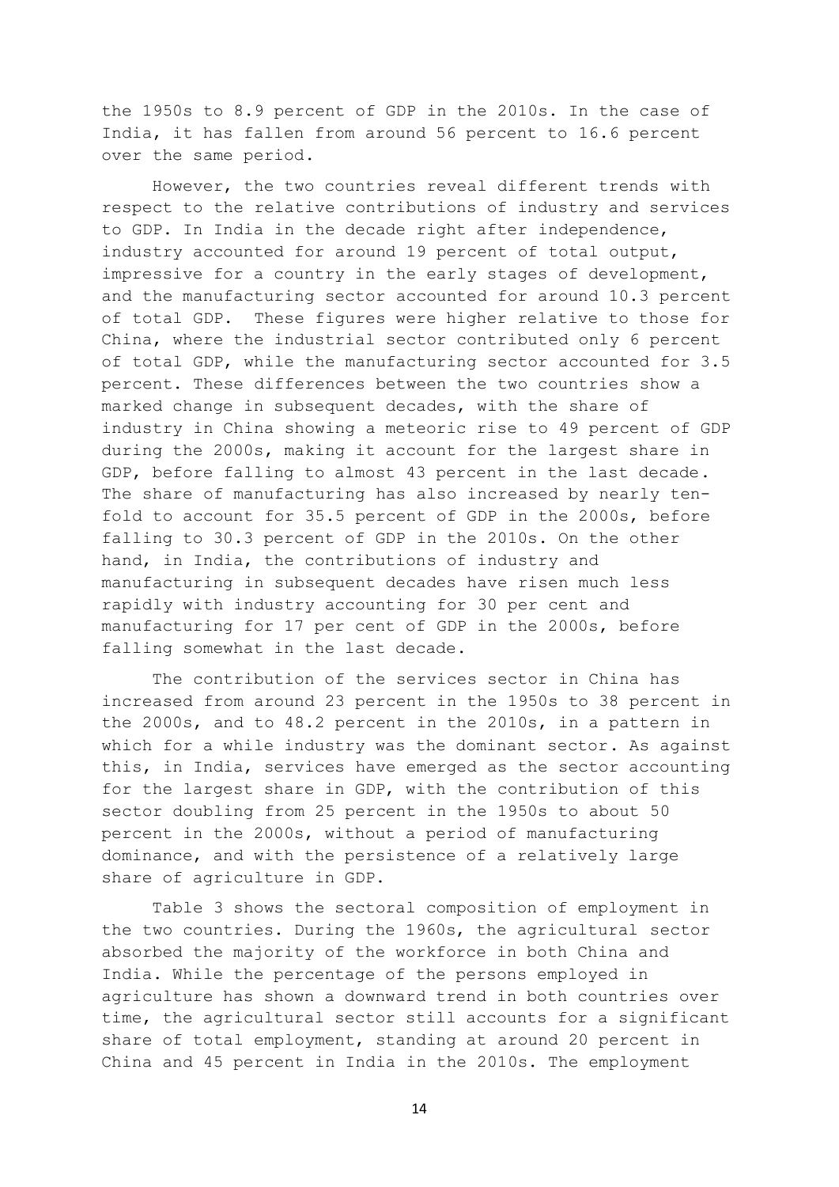the 1950s to 8.9 percent of GDP in the 2010s. In the case of India, it has fallen from around 56 percent to 16.6 percent over the same period.

However, the two countries reveal different trends with respect to the relative contributions of industry and services to GDP. In India in the decade right after independence, industry accounted for around 19 percent of total output, impressive for a country in the early stages of development, and the manufacturing sector accounted for around 10.3 percent of total GDP. These figures were higher relative to those for China, where the industrial sector contributed only 6 percent of total GDP, while the manufacturing sector accounted for 3.5 percent. These differences between the two countries show a marked change in subsequent decades, with the share of industry in China showing a meteoric rise to 49 percent of GDP during the 2000s, making it account for the largest share in GDP, before falling to almost 43 percent in the last decade. The share of manufacturing has also increased by nearly ten-fold to account for 35.5 percent of GDP in the 2000s, before falling to 30.3 percent of GDP in the 2010s. On the other hand, in India, the contributions of industry and manufacturing in subsequent decades have risen much less rapidly with industry accounting for 30 per cent and manufacturing for 17 per cent of GDP in the 2000s, before falling somewhat in the last decade.

The contribution of the services sector in China has increased from around 23 percent in the 1950s to 38 percent in the 2000s, and to 48.2 percent in the 2010s, in a pattern in which for a while industry was the dominant sector. As against this, in India, services have emerged as the sector accounting for the largest share in GDP, with the contribution of this sector doubling from 25 percent in the 1950s to about 50 percent in the 2000s, without a period of manufacturing dominance, and with the persistence of a relatively large share of agriculture in GDP.

Table 3 shows the sectoral composition of employment in the two countries. During the 1960s, the agricultural sector absorbed the majority of the workforce in both China and India. While the percentage of the persons employed in agriculture has shown a downward trend in both countries over time, the agricultural sector still accounts for a significant share of total employment, standing at around 20 percent in China and 45 percent in India in the 2010s. The employment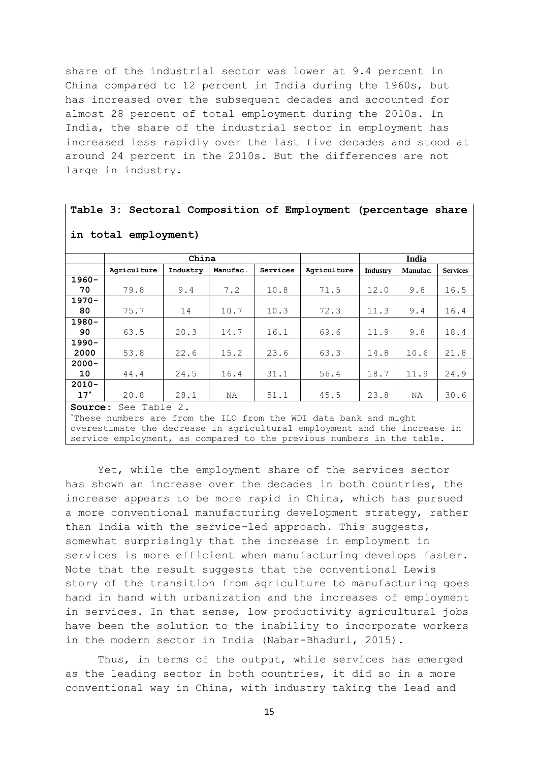share of the industrial sector was lower at 9.4 percent in China compared to 12 percent in India during the 1960s, but has increased over the subsequent decades and accounted for almost 28 percent of total employment during the 2010s. In India, the share of the industrial sector in employment has increased less rapidly over the last five decades and stood at around 24 percent in the 2010s. But the differences are not large in industry.

**Table 3: Sectoral Composition of Employment (percentage share in total employment)**

| | China | | | | India | | | |
|---|---|---|---|---|---|---|---|---|
| | Agriculture | Industry | Manufac. | Services | Agriculture | Industry | Manufac. | Services |
| 1960-70 | 79.8 | 9.4 | 7.2 | 10.8 | 71.5 | 12.0 | 9.8 | 16.5 |
| 1970-80 | 75.7 | 14 | 10.7 | 10.3 | 72.3 | 11.3 | 9.4 | 16.4 |
| 1980-90 | 63.5 | 20.3 | 14.7 | 16.1 | 69.6 | 11.9 | 9.8 | 18.4 |
| 1990-2000 | 53.8 | 22.6 | 15.2 | 23.6 | 63.3 | 14.8 | 10.6 | 21.8 |
| 2000-10 | 44.4 | 24.5 | 16.4 | 31.1 | 56.4 | 18.7 | 11.9 | 24.9 |
| 2010-17* | 20.8 | 28.1 | NA | 51.1 | 45.5 | 23.8 | NA | 30.6 |

**Source:** See Table 2.

*These numbers are from the ILO from the WDI data bank and might overestimate the decrease in agricultural employment and the increase in service employment, as compared to the previous numbers in the table.

Yet, while the employment share of the services sector has shown an increase over the decades in both countries, the increase appears to be more rapid in China, which has pursued a more conventional manufacturing development strategy, rather than India with the service-led approach. This suggests, somewhat surprisingly that the increase in employment in services is more efficient when manufacturing develops faster. Note that the result suggests that the conventional Lewis story of the transition from agriculture to manufacturing goes hand in hand with urbanization and the increases of employment in services. In that sense, low productivity agricultural jobs have been the solution to the inability to incorporate workers in the modern sector in India (Nabar-Bhaduri, 2015).

Thus, in terms of the output, while services has emerged as the leading sector in both countries, it did so in a more conventional way in China, with industry taking the lead and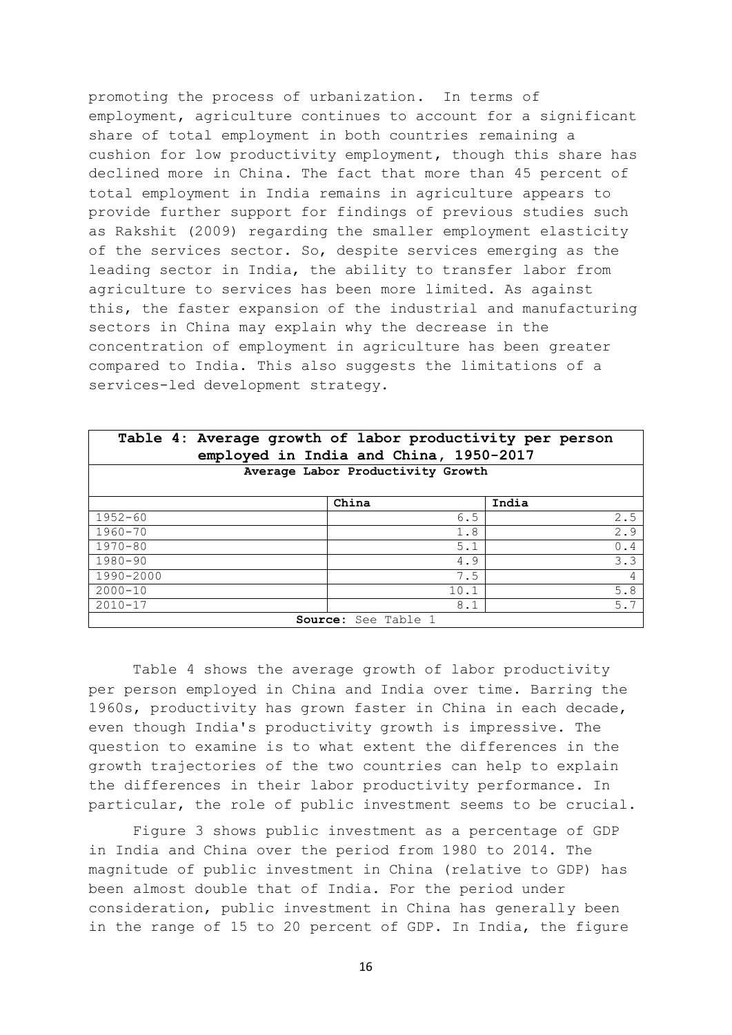promoting the process of urbanization. In terms of employment, agriculture continues to account for a significant share of total employment in both countries remaining a cushion for low productivity employment, though this share has declined more in China. The fact that more than 45 percent of total employment in India remains in agriculture appears to provide further support for findings of previous studies such as Rakshit (2009) regarding the smaller employment elasticity of the services sector. So, despite services emerging as the leading sector in India, the ability to transfer labor from agriculture to services has been more limited. As against this, the faster expansion of the industrial and manufacturing sectors in China may explain why the decrease in the concentration of employment in agriculture has been greater compared to India. This also suggests the limitations of a services-led development strategy.

**Table 4: Average growth of labor productivity per person employed in India and China, 1950-2017**

| Average Labor Productivity Growth | | |
|---|---|---|
| | **China** | **India** |
| 1952-60 | 6.5 | 2.5 |
| 1960-70 | 1.8 | 2.9 |
| 1970-80 | 5.1 | 0.4 |
| 1980-90 | 4.9 | 3.3 |
| 1990-2000 | 7.5 | 4 |
| 2000-10 | 10.1 | 5.8 |
| 2010-17 | 8.1 | 5.7 |

**Source:** See Table 1

Table 4 shows the average growth of labor productivity per person employed in China and India over time. Barring the 1960s, productivity has grown faster in China in each decade, even though India's productivity growth is impressive. The question to examine is to what extent the differences in the growth trajectories of the two countries can help to explain the differences in their labor productivity performance. In particular, the role of public investment seems to be crucial.

Figure 3 shows public investment as a percentage of GDP in India and China over the period from 1980 to 2014. The magnitude of public investment in China (relative to GDP) has been almost double that of India. For the period under consideration, public investment in China has generally been in the range of 15 to 20 percent of GDP. In India, the figure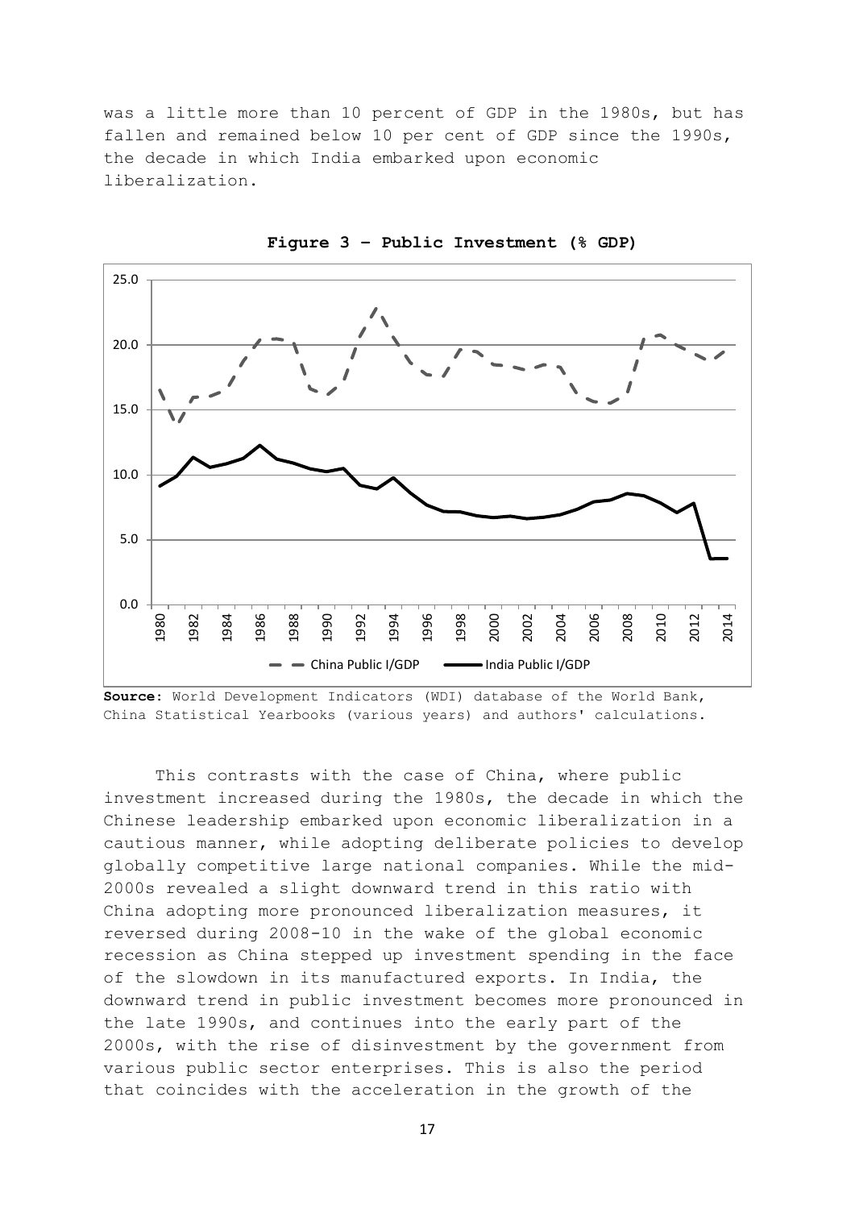was a little more than 10 percent of GDP in the 1980s, but has fallen and remained below 10 per cent of GDP since the 1990s, the decade in which India embarked upon economic liberalization.

**Figure 3 – Public Investment (% GDP)**

**Source:** World Development Indicators (WDI) database of the World Bank, China Statistical Yearbooks (various years) and authors' calculations.

This contrasts with the case of China, where public investment increased during the 1980s, the decade in which the Chinese leadership embarked upon economic liberalization in a cautious manner, while adopting deliberate policies to develop globally competitive large national companies. While the mid-2000s revealed a slight downward trend in this ratio with China adopting more pronounced liberalization measures, it reversed during 2008-10 in the wake of the global economic recession as China stepped up investment spending in the face of the slowdown in its manufactured exports. In India, the downward trend in public investment becomes more pronounced in the late 1990s, and continues into the early part of the 2000s, with the rise of disinvestment by the government from various public sector enterprises. This is also the period that coincides with the acceleration in the growth of the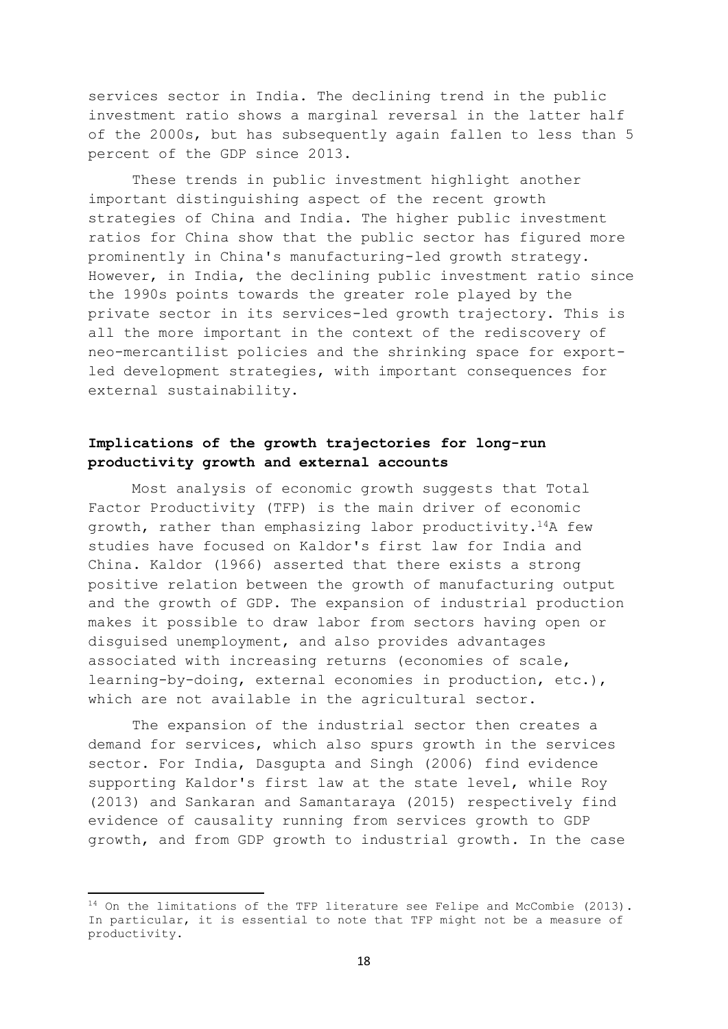services sector in India. The declining trend in the public investment ratio shows a marginal reversal in the latter half of the 2000s, but has subsequently again fallen to less than 5 percent of the GDP since 2013.

These trends in public investment highlight another important distinguishing aspect of the recent growth strategies of China and India. The higher public investment ratios for China show that the public sector has figured more prominently in China's manufacturing-led growth strategy. However, in India, the declining public investment ratio since the 1990s points towards the greater role played by the private sector in its services-led growth trajectory. This is all the more important in the context of the rediscovery of neo-mercantilist policies and the shrinking space for export-led development strategies, with important consequences for external sustainability.

## Implications of the growth trajectories for long-run productivity growth and external accounts

Most analysis of economic growth suggests that Total Factor Productivity (TFP) is the main driver of economic growth, rather than emphasizing labor productivity.[14] A few studies have focused on Kaldor's first law for India and China. Kaldor (1966) asserted that there exists a strong positive relation between the growth of manufacturing output and the growth of GDP. The expansion of industrial production makes it possible to draw labor from sectors having open or disguised unemployment, and also provides advantages associated with increasing returns (economies of scale, learning-by-doing, external economies in production, etc.), which are not available in the agricultural sector.

The expansion of the industrial sector then creates a demand for services, which also spurs growth in the services sector. For India, Dasgupta and Singh (2006) find evidence supporting Kaldor's first law at the state level, while Roy (2013) and Sankaran and Samantaraya (2015) respectively find evidence of causality running from services growth to GDP growth, and from GDP growth to industrial growth. In the case

[14] On the limitations of the TFP literature see Felipe and McCombie (2013). In particular, it is essential to note that TFP might not be a measure of productivity.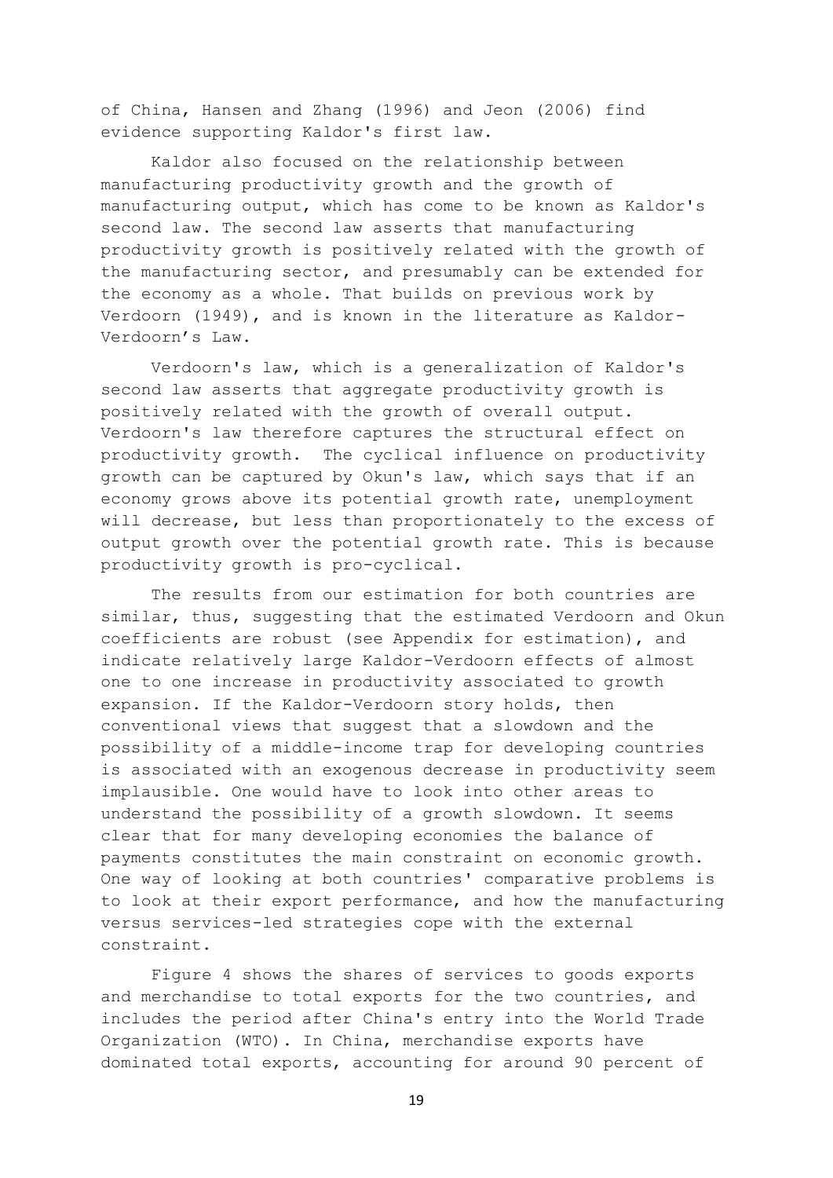of China, Hansen and Zhang (1996) and Jeon (2006) find evidence supporting Kaldor's first law.

Kaldor also focused on the relationship between manufacturing productivity growth and the growth of manufacturing output, which has come to be known as Kaldor's second law. The second law asserts that manufacturing productivity growth is positively related with the growth of the manufacturing sector, and presumably can be extended for the economy as a whole. That builds on previous work by Verdoorn (1949), and is known in the literature as Kaldor-Verdoorn's Law.

Verdoorn's law, which is a generalization of Kaldor's second law asserts that aggregate productivity growth is positively related with the growth of overall output. Verdoorn's law therefore captures the structural effect on productivity growth. The cyclical influence on productivity growth can be captured by Okun's law, which says that if an economy grows above its potential growth rate, unemployment will decrease, but less than proportionately to the excess of output growth over the potential growth rate. This is because productivity growth is pro-cyclical.

The results from our estimation for both countries are similar, thus, suggesting that the estimated Verdoorn and Okun coefficients are robust (see Appendix for estimation), and indicate relatively large Kaldor-Verdoorn effects of almost one to one increase in productivity associated to growth expansion. If the Kaldor-Verdoorn story holds, then conventional views that suggest that a slowdown and the possibility of a middle-income trap for developing countries is associated with an exogenous decrease in productivity seem implausible. One would have to look into other areas to understand the possibility of a growth slowdown. It seems clear that for many developing economies the balance of payments constitutes the main constraint on economic growth. One way of looking at both countries' comparative problems is to look at their export performance, and how the manufacturing versus services-led strategies cope with the external constraint.

Figure 4 shows the shares of services to goods exports and merchandise to total exports for the two countries, and includes the period after China's entry into the World Trade Organization (WTO). In China, merchandise exports have dominated total exports, accounting for around 90 percent of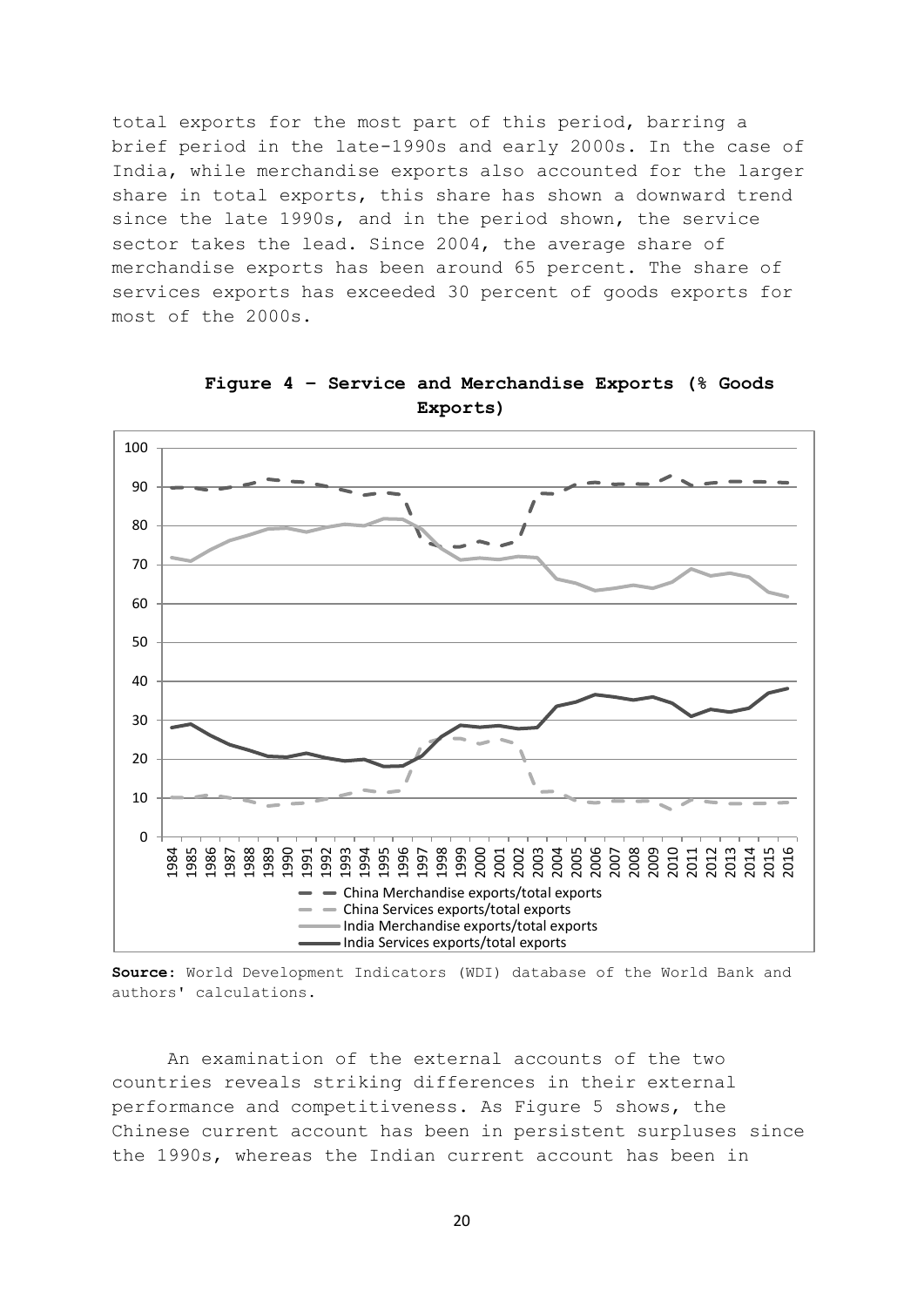total exports for the most part of this period, barring a brief period in the late-1990s and early 2000s. In the case of India, while merchandise exports also accounted for the larger share in total exports, this share has shown a downward trend since the late 1990s, and in the period shown, the service sector takes the lead. Since 2004, the average share of merchandise exports has been around 65 percent. The share of services exports has exceeded 30 percent of goods exports for most of the 2000s.

**Figure 4 – Service and Merchandise Exports (% Goods Exports)**

**Source:** World Development Indicators (WDI) database of the World Bank and authors' calculations.

An examination of the external accounts of the two countries reveals striking differences in their external performance and competitiveness. As Figure 5 shows, the Chinese current account has been in persistent surpluses since the 1990s, whereas the Indian current account has been in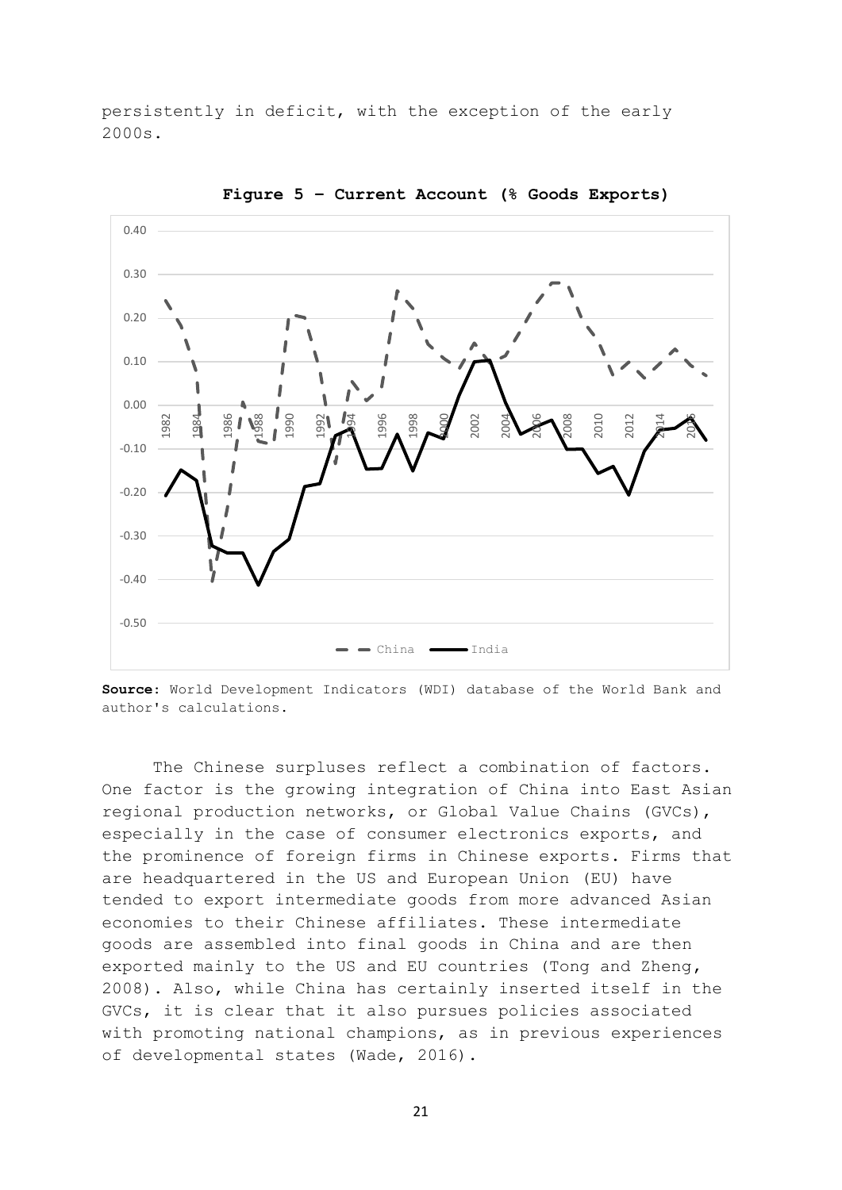persistently in deficit, with the exception of the early 2000s.

**Figure 5 – Current Account (% Goods Exports)**

**Source:** World Development Indicators (WDI) database of the World Bank and author's calculations.

The Chinese surpluses reflect a combination of factors. One factor is the growing integration of China into East Asian regional production networks, or Global Value Chains (GVCs), especially in the case of consumer electronics exports, and the prominence of foreign firms in Chinese exports. Firms that are headquartered in the US and European Union (EU) have tended to export intermediate goods from more advanced Asian economies to their Chinese affiliates. These intermediate goods are assembled into final goods in China and are then exported mainly to the US and EU countries (Tong and Zheng, 2008). Also, while China has certainly inserted itself in the GVCs, it is clear that it also pursues policies associated with promoting national champions, as in previous experiences of developmental states (Wade, 2016).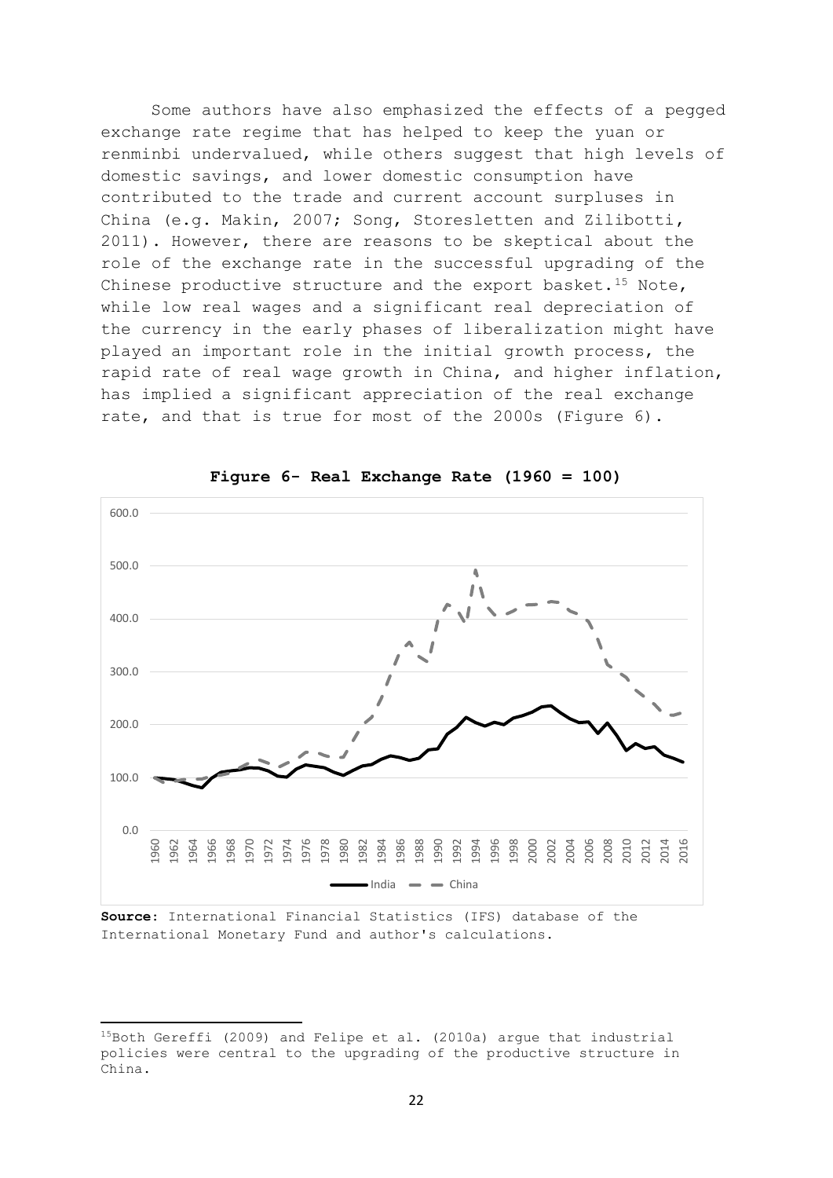Some authors have also emphasized the effects of a pegged exchange rate regime that has helped to keep the yuan or renminbi undervalued, while others suggest that high levels of domestic savings, and lower domestic consumption have contributed to the trade and current account surpluses in China (e.g. Makin, 2007; Song, Storesletten and Zilibotti, 2011). However, there are reasons to be skeptical about the role of the exchange rate in the successful upgrading of the Chinese productive structure and the export basket.[15] Note, while low real wages and a significant real depreciation of the currency in the early phases of liberalization might have played an important role in the initial growth process, the rapid rate of real wage growth in China, and higher inflation, has implied a significant appreciation of the real exchange rate, and that is true for most of the 2000s (Figure 6).

**Figure 6- Real Exchange Rate (1960 = 100)**

**Source:** International Financial Statistics (IFS) database of the International Monetary Fund and author's calculations.

[15] Both Gereffi (2009) and Felipe et al. (2010a) argue that industrial policies were central to the upgrading of the productive structure in China.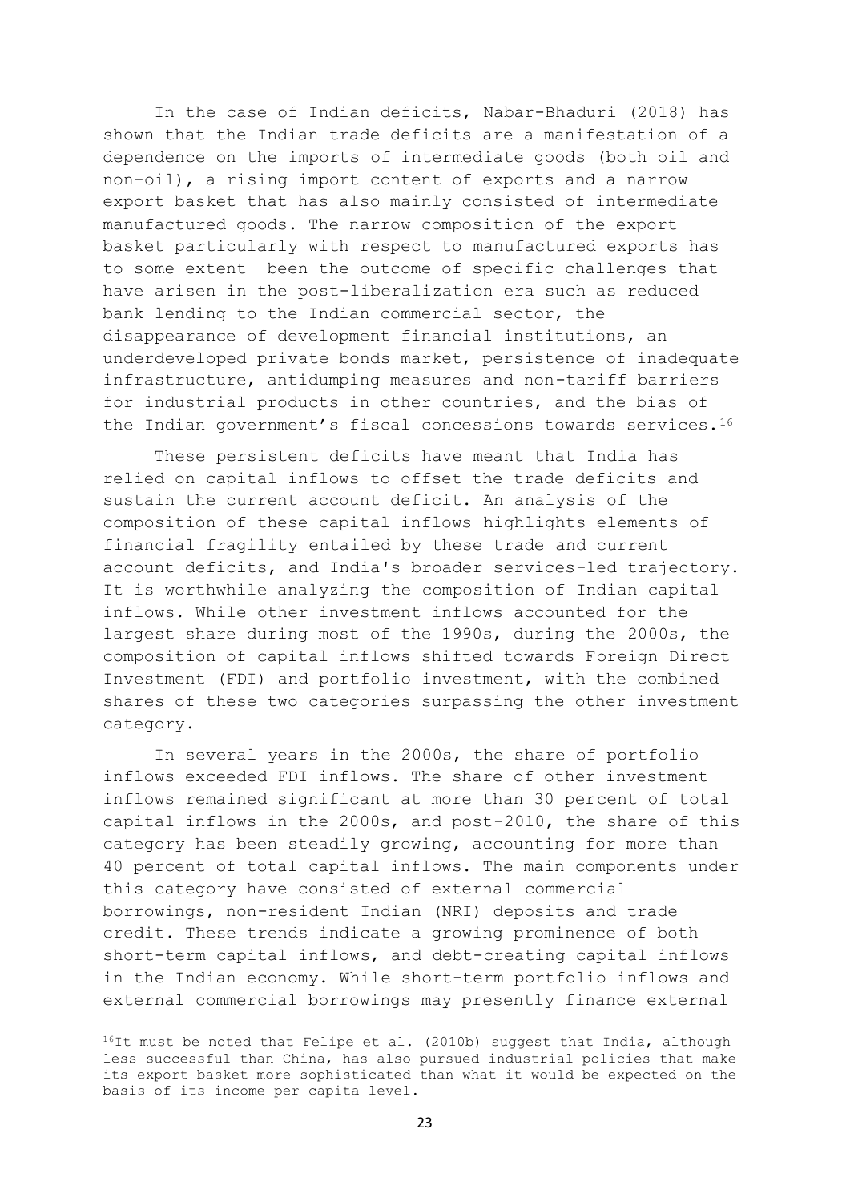In the case of Indian deficits, Nabar-Bhaduri (2018) has shown that the Indian trade deficits are a manifestation of a dependence on the imports of intermediate goods (both oil and non-oil), a rising import content of exports and a narrow export basket that has also mainly consisted of intermediate manufactured goods. The narrow composition of the export basket particularly with respect to manufactured exports has to some extent been the outcome of specific challenges that have arisen in the post-liberalization era such as reduced bank lending to the Indian commercial sector, the disappearance of development financial institutions, an underdeveloped private bonds market, persistence of inadequate infrastructure, antidumping measures and non-tariff barriers for industrial products in other countries, and the bias of the Indian government's fiscal concessions towards services.[16]

These persistent deficits have meant that India has relied on capital inflows to offset the trade deficits and sustain the current account deficit. An analysis of the composition of these capital inflows highlights elements of financial fragility entailed by these trade and current account deficits, and India's broader services-led trajectory. It is worthwhile analyzing the composition of Indian capital inflows. While other investment inflows accounted for the largest share during most of the 1990s, during the 2000s, the composition of capital inflows shifted towards Foreign Direct Investment (FDI) and portfolio investment, with the combined shares of these two categories surpassing the other investment category.

In several years in the 2000s, the share of portfolio inflows exceeded FDI inflows. The share of other investment inflows remained significant at more than 30 percent of total capital inflows in the 2000s, and post-2010, the share of this category has been steadily growing, accounting for more than 40 percent of total capital inflows. The main components under this category have consisted of external commercial borrowings, non-resident Indian (NRI) deposits and trade credit. These trends indicate a growing prominence of both short-term capital inflows, and debt-creating capital inflows in the Indian economy. While short-term portfolio inflows and external commercial borrowings may presently finance external

[16] It must be noted that Felipe et al. (2010b) suggest that India, although less successful than China, has also pursued industrial policies that make its export basket more sophisticated than what it would be expected on the basis of its income per capita level.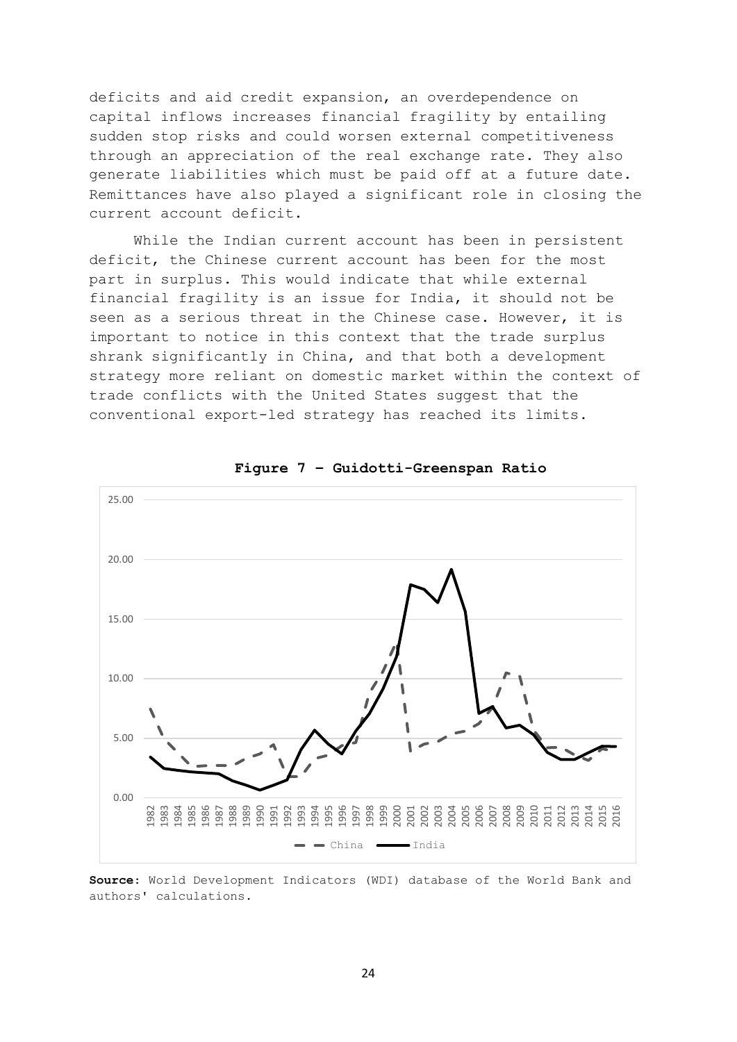deficits and aid credit expansion, an overdependence on capital inflows increases financial fragility by entailing sudden stop risks and could worsen external competitiveness through an appreciation of the real exchange rate. They also generate liabilities which must be paid off at a future date. Remittances have also played a significant role in closing the current account deficit.

While the Indian current account has been in persistent deficit, the Chinese current account has been for the most part in surplus. This would indicate that while external financial fragility is an issue for India, it should not be seen as a serious threat in the Chinese case. However, it is important to notice in this context that the trade surplus shrank significantly in China, and that both a development strategy more reliant on domestic market within the context of trade conflicts with the United States suggest that the conventional export-led strategy has reached its limits.

**Figure 7 – Guidotti-Greenspan Ratio**

**Source:** World Development Indicators (WDI) database of the World Bank and authors' calculations.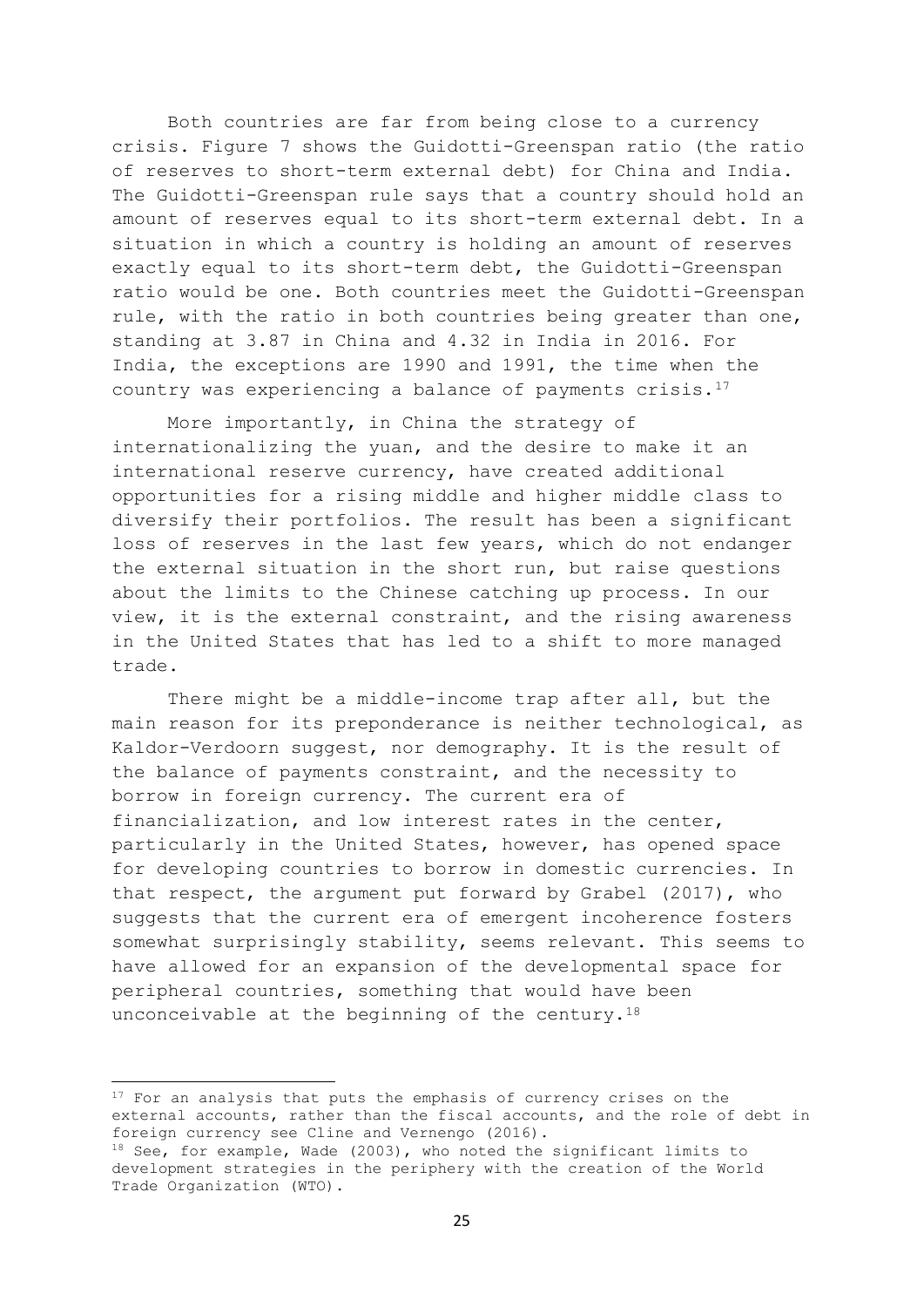Both countries are far from being close to a currency crisis. Figure 7 shows the Guidotti-Greenspan ratio (the ratio of reserves to short-term external debt) for China and India. The Guidotti-Greenspan rule says that a country should hold an amount of reserves equal to its short-term external debt. In a situation in which a country is holding an amount of reserves exactly equal to its short-term debt, the Guidotti-Greenspan ratio would be one. Both countries meet the Guidotti-Greenspan rule, with the ratio in both countries being greater than one, standing at 3.87 in China and 4.32 in India in 2016. For India, the exceptions are 1990 and 1991, the time when the country was experiencing a balance of payments crisis.[17]

More importantly, in China the strategy of internationalizing the yuan, and the desire to make it an international reserve currency, have created additional opportunities for a rising middle and higher middle class to diversify their portfolios. The result has been a significant loss of reserves in the last few years, which do not endanger the external situation in the short run, but raise questions about the limits to the Chinese catching up process. In our view, it is the external constraint, and the rising awareness in the United States that has led to a shift to more managed trade.

There might be a middle-income trap after all, but the main reason for its preponderance is neither technological, as Kaldor-Verdoorn suggest, nor demography. It is the result of the balance of payments constraint, and the necessity to borrow in foreign currency. The current era of financialization, and low interest rates in the center, particularly in the United States, however, has opened space for developing countries to borrow in domestic currencies. In that respect, the argument put forward by Grabel (2017), who suggests that the current era of emergent incoherence fosters somewhat surprisingly stability, seems relevant. This seems to have allowed for an expansion of the developmental space for peripheral countries, something that would have been unconceivable at the beginning of the century.[18]

---

[17] For an analysis that puts the emphasis of currency crises on the external accounts, rather than the fiscal accounts, and the role of debt in foreign currency see Cline and Vernengo (2016).

[18] See, for example, Wade (2003), who noted the significant limits to development strategies in the periphery with the creation of the World Trade Organization (WTO).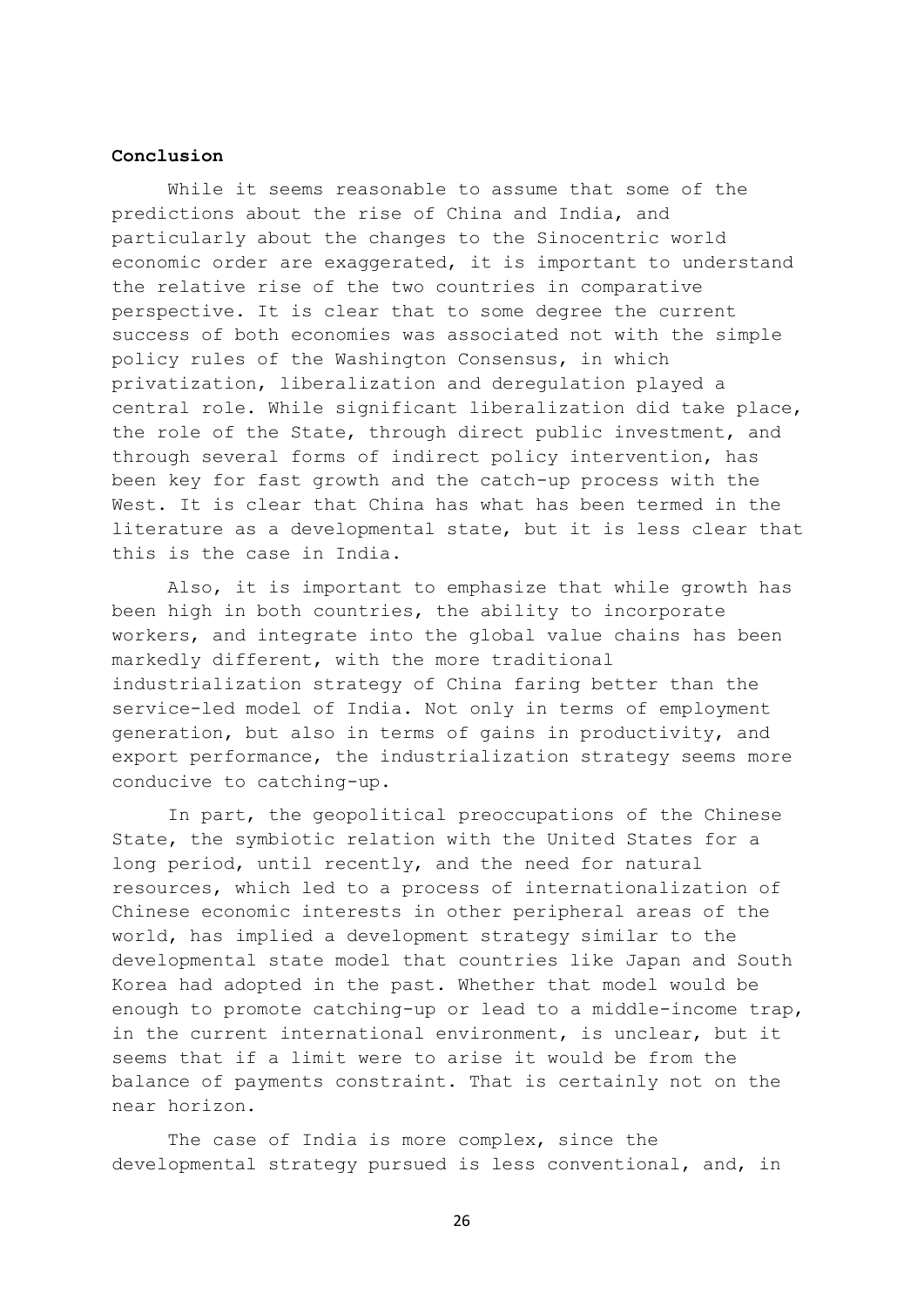## Conclusion

While it seems reasonable to assume that some of the predictions about the rise of China and India, and particularly about the changes to the Sinocentric world economic order are exaggerated, it is important to understand the relative rise of the two countries in comparative perspective. It is clear that to some degree the current success of both economies was associated not with the simple policy rules of the Washington Consensus, in which privatization, liberalization and deregulation played a central role. While significant liberalization did take place, the role of the State, through direct public investment, and through several forms of indirect policy intervention, has been key for fast growth and the catch-up process with the West. It is clear that China has what has been termed in the literature as a developmental state, but it is less clear that this is the case in India.

Also, it is important to emphasize that while growth has been high in both countries, the ability to incorporate workers, and integrate into the global value chains has been markedly different, with the more traditional industrialization strategy of China faring better than the service-led model of India. Not only in terms of employment generation, but also in terms of gains in productivity, and export performance, the industrialization strategy seems more conducive to catching-up.

In part, the geopolitical preoccupations of the Chinese State, the symbiotic relation with the United States for a long period, until recently, and the need for natural resources, which led to a process of internationalization of Chinese economic interests in other peripheral areas of the world, has implied a development strategy similar to the developmental state model that countries like Japan and South Korea had adopted in the past. Whether that model would be enough to promote catching-up or lead to a middle-income trap, in the current international environment, is unclear, but it seems that if a limit were to arise it would be from the balance of payments constraint. That is certainly not on the near horizon.

The case of India is more complex, since the developmental strategy pursued is less conventional, and, in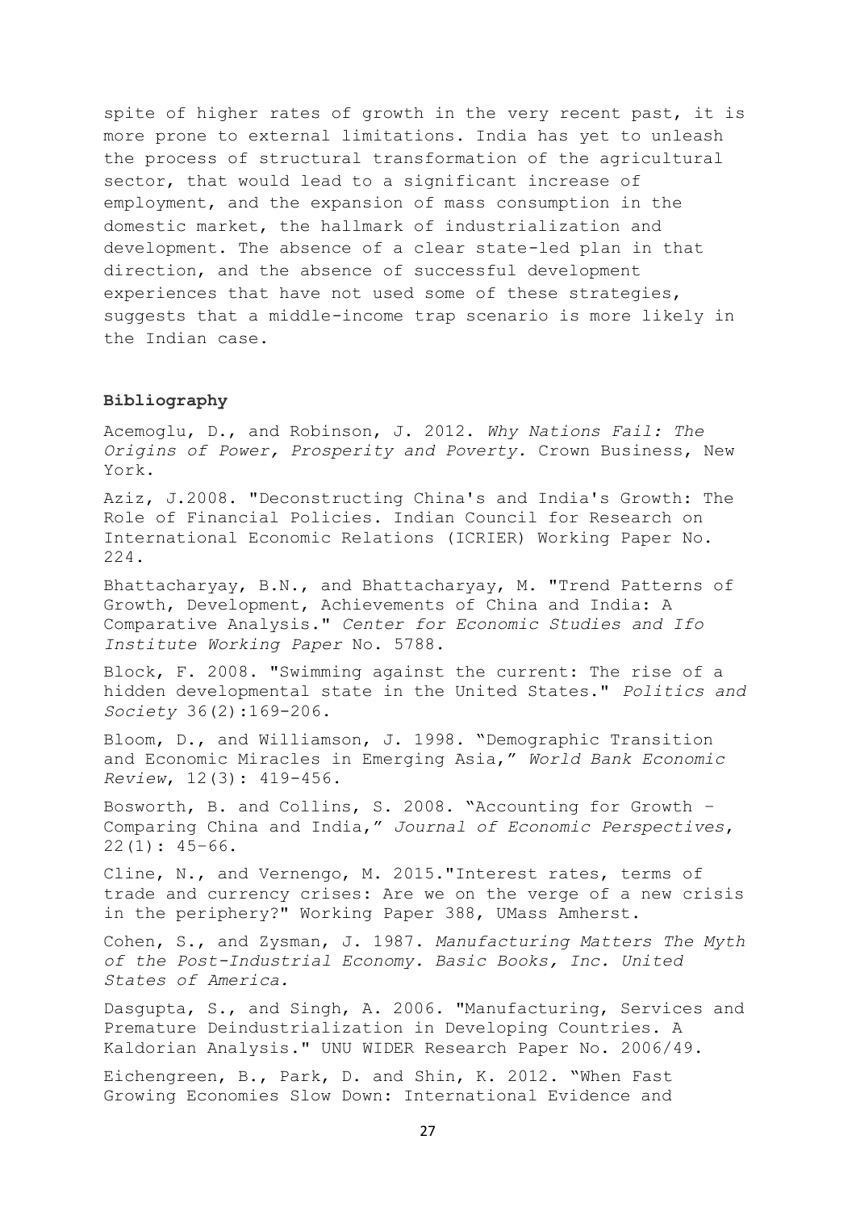spite of higher rates of growth in the very recent past, it is more prone to external limitations. India has yet to unleash the process of structural transformation of the agricultural sector, that would lead to a significant increase of employment, and the expansion of mass consumption in the domestic market, the hallmark of industrialization and development. The absence of a clear state-led plan in that direction, and the absence of successful development experiences that have not used some of these strategies, suggests that a middle-income trap scenario is more likely in the Indian case.

**Bibliography**

Acemoglu, D., and Robinson, J. 2012. *Why Nations Fail: The Origins of Power, Prosperity and Poverty.* Crown Business, New York.

Aziz, J.2008. "Deconstructing China's and India's Growth: The Role of Financial Policies. Indian Council for Research on International Economic Relations (ICRIER) Working Paper No. 224.

Bhattacharyay, B.N., and Bhattacharyay, M. "Trend Patterns of Growth, Development, Achievements of China and India: A Comparative Analysis." *Center for Economic Studies and Ifo Institute Working Paper* No. 5788.

Block, F. 2008. "Swimming against the current: The rise of a hidden developmental state in the United States." *Politics and Society* 36(2):169-206.

Bloom, D., and Williamson, J. 1998. "Demographic Transition and Economic Miracles in Emerging Asia," *World Bank Economic Review*, 12(3): 419-456.

Bosworth, B. and Collins, S. 2008. "Accounting for Growth – Comparing China and India," *Journal of Economic Perspectives*, 22(1): 45–66.

Cline, N., and Vernengo, M. 2015."Interest rates, terms of trade and currency crises: Are we on the verge of a new crisis in the periphery?" Working Paper 388, UMass Amherst.

Cohen, S., and Zysman, J. 1987. *Manufacturing Matters The Myth of the Post-Industrial Economy. Basic Books, Inc. United States of America.*

Dasgupta, S., and Singh, A. 2006. "Manufacturing, Services and Premature Deindustrialization in Developing Countries. A Kaldorian Analysis." UNU WIDER Research Paper No. 2006/49.

Eichengreen, B., Park, D. and Shin, K. 2012. "When Fast Growing Economies Slow Down: International Evidence and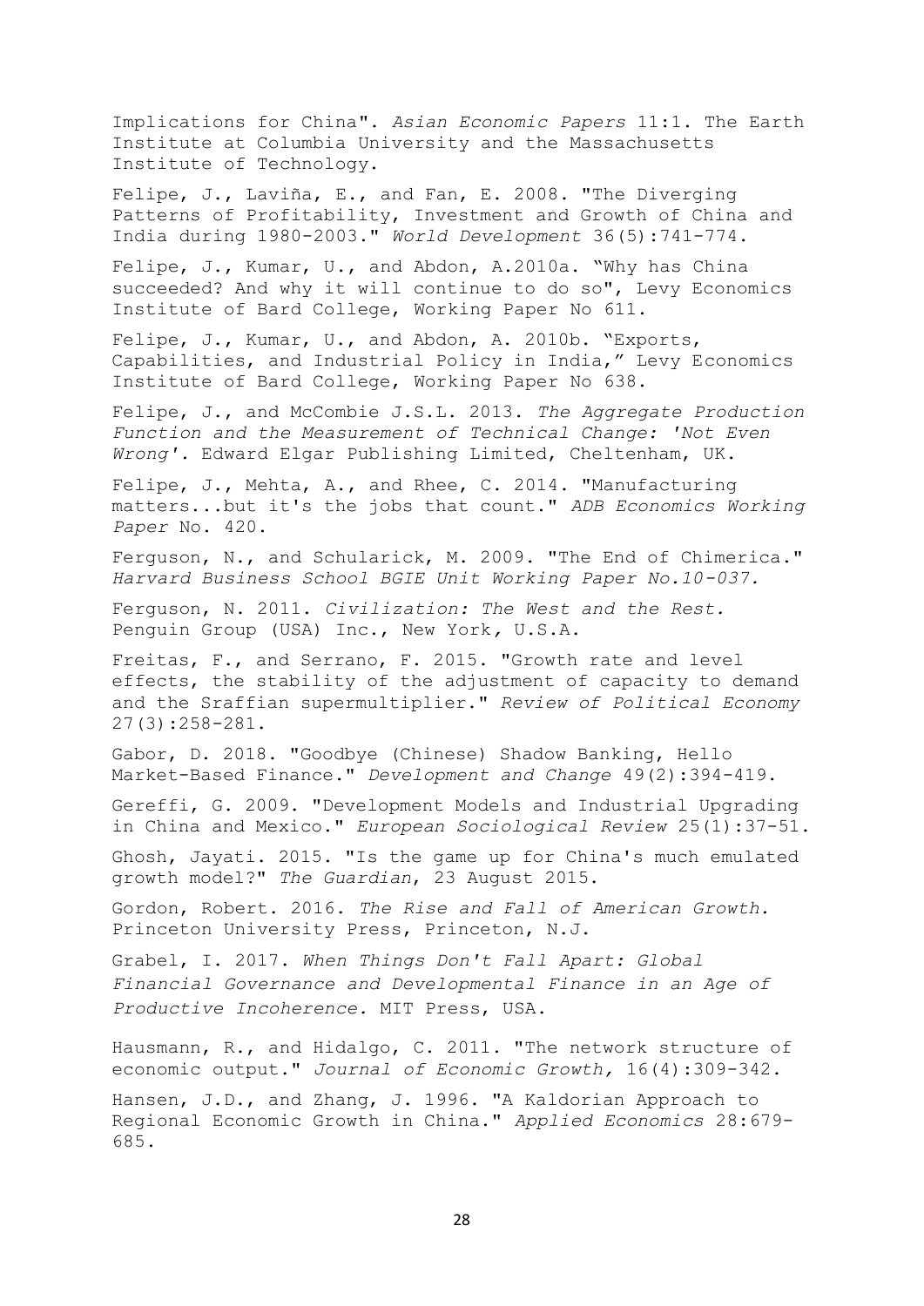Implications for China". *Asian Economic Papers* 11:1. The Earth Institute at Columbia University and the Massachusetts Institute of Technology.

Felipe, J., Laviña, E., and Fan, E. 2008. "The Diverging Patterns of Profitability, Investment and Growth of China and India during 1980-2003." *World Development* 36(5):741-774.

Felipe, J., Kumar, U., and Abdon, A.2010a. "Why has China succeeded? And why it will continue to do so", Levy Economics Institute of Bard College, Working Paper No 611.

Felipe, J., Kumar, U., and Abdon, A. 2010b. "Exports, Capabilities, and Industrial Policy in India," Levy Economics Institute of Bard College, Working Paper No 638.

Felipe, J., and McCombie J.S.L. 2013. *The Aggregate Production Function and the Measurement of Technical Change: 'Not Even Wrong'.* Edward Elgar Publishing Limited, Cheltenham, UK.

Felipe, J., Mehta, A., and Rhee, C. 2014. "Manufacturing matters...but it's the jobs that count." *ADB Economics Working Paper* No. 420.

Ferguson, N., and Schularick, M. 2009. "The End of Chimerica." *Harvard Business School BGIE Unit Working Paper No.10-037.*

Ferguson, N. 2011. *Civilization: The West and the Rest.* Penguin Group (USA) Inc., New York, U.S.A.

Freitas, F., and Serrano, F. 2015. "Growth rate and level effects, the stability of the adjustment of capacity to demand and the Sraffian supermultiplier." *Review of Political Economy* 27(3):258-281.

Gabor, D. 2018. "Goodbye (Chinese) Shadow Banking, Hello Market-Based Finance." *Development and Change* 49(2):394-419.

Gereffi, G. 2009. "Development Models and Industrial Upgrading in China and Mexico." *European Sociological Review* 25(1):37-51.

Ghosh, Jayati. 2015. "Is the game up for China's much emulated growth model?" *The Guardian*, 23 August 2015.

Gordon, Robert. 2016. *The Rise and Fall of American Growth.* Princeton University Press, Princeton, N.J.

Grabel, I. 2017. *When Things Don't Fall Apart: Global Financial Governance and Developmental Finance in an Age of Productive Incoherence.* MIT Press, USA.

Hausmann, R., and Hidalgo, C. 2011. "The network structure of economic output." *Journal of Economic Growth,* 16(4):309-342.

Hansen, J.D., and Zhang, J. 1996. "A Kaldorian Approach to Regional Economic Growth in China." *Applied Economics* 28:679-685.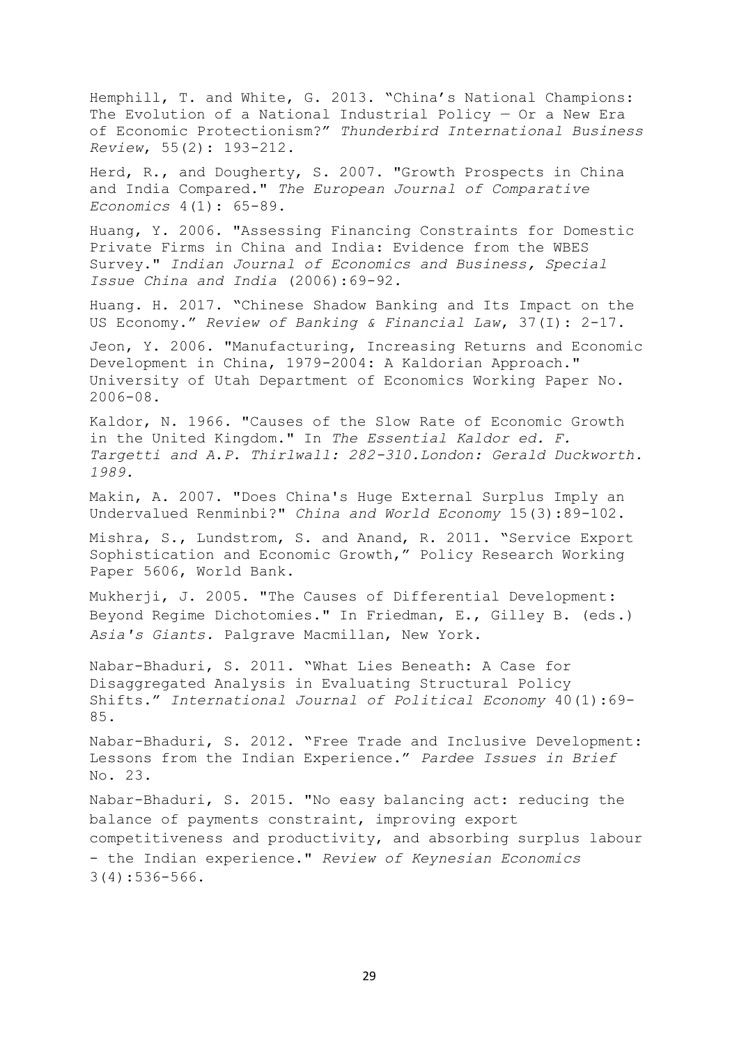Hemphill, T. and White, G. 2013. "China's National Champions: The Evolution of a National Industrial Policy — Or a New Era of Economic Protectionism?" *Thunderbird International Business Review*, 55(2): 193-212.

Herd, R., and Dougherty, S. 2007. "Growth Prospects in China and India Compared." *The European Journal of Comparative Economics* 4(1): 65-89.

Huang, Y. 2006. "Assessing Financing Constraints for Domestic Private Firms in China and India: Evidence from the WBES Survey." *Indian Journal of Economics and Business, Special Issue China and India* (2006):69-92.

Huang. H. 2017. "Chinese Shadow Banking and Its Impact on the US Economy." *Review of Banking & Financial Law*, 37(I): 2-17.

Jeon, Y. 2006. "Manufacturing, Increasing Returns and Economic Development in China, 1979-2004: A Kaldorian Approach." University of Utah Department of Economics Working Paper No. 2006-08.

Kaldor, N. 1966. "Causes of the Slow Rate of Economic Growth in the United Kingdom." In *The Essential Kaldor ed. F. Targetti and A.P. Thirlwall: 282-310.London: Gerald Duckworth. 1989.*

Makin, A. 2007. "Does China's Huge External Surplus Imply an Undervalued Renminbi?" *China and World Economy* 15(3):89-102.

Mishra, S., Lundstrom, S. and Anand, R. 2011. "Service Export Sophistication and Economic Growth," Policy Research Working Paper 5606, World Bank.

Mukherji, J. 2005. "The Causes of Differential Development: Beyond Regime Dichotomies." In Friedman, E., Gilley B. (eds.) *Asia's Giants.* Palgrave Macmillan, New York.

Nabar-Bhaduri, S. 2011. "What Lies Beneath: A Case for Disaggregated Analysis in Evaluating Structural Policy Shifts." *International Journal of Political Economy* 40(1):69-85.

Nabar-Bhaduri, S. 2012. "Free Trade and Inclusive Development: Lessons from the Indian Experience." *Pardee Issues in Brief* No. 23.

Nabar-Bhaduri, S. 2015. "No easy balancing act: reducing the balance of payments constraint, improving export competitiveness and productivity, and absorbing surplus labour - the Indian experience." *Review of Keynesian Economics* 3(4):536-566.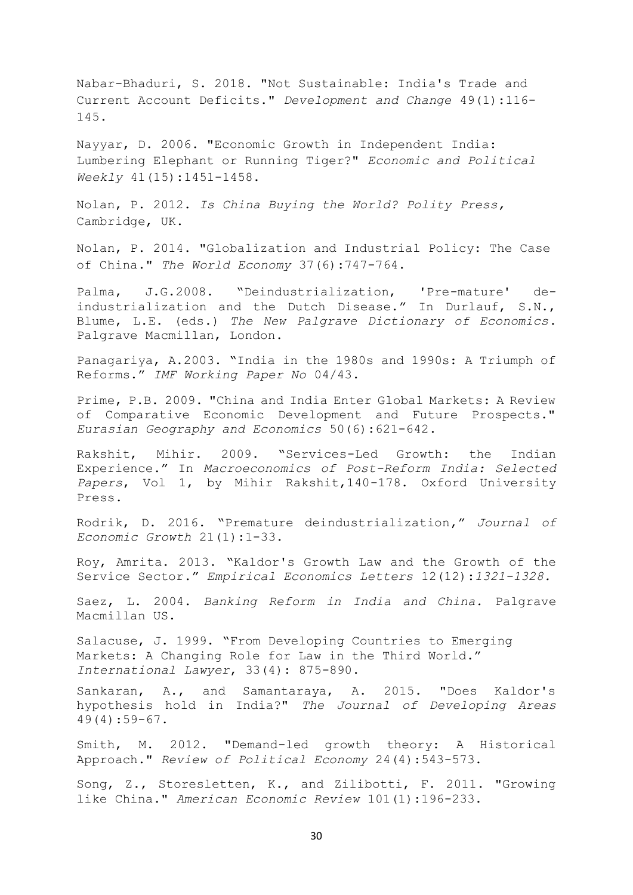Nabar-Bhaduri, S. 2018. "Not Sustainable: India's Trade and Current Account Deficits." *Development and Change* 49(1):116-145.

Nayyar, D. 2006. "Economic Growth in Independent India: Lumbering Elephant or Running Tiger?" *Economic and Political Weekly* 41(15):1451-1458.

Nolan, P. 2012. *Is China Buying the World? Polity Press,* Cambridge, UK.

Nolan, P. 2014. "Globalization and Industrial Policy: The Case of China." *The World Economy* 37(6):747-764.

Palma, J.G.2008. "Deindustrialization, 'Pre-mature' de-industrialization and the Dutch Disease." In Durlauf, S.N., Blume, L.E. (eds.) *The New Palgrave Dictionary of Economics*. Palgrave Macmillan, London.

Panagariya, A.2003. "India in the 1980s and 1990s: A Triumph of Reforms." *IMF Working Paper No* 04/43.

Prime, P.B. 2009. "China and India Enter Global Markets: A Review of Comparative Economic Development and Future Prospects." *Eurasian Geography and Economics* 50(6):621-642.

Rakshit, Mihir. 2009. "Services-Led Growth: the Indian Experience." In *Macroeconomics of Post-Reform India: Selected Papers*, Vol 1, by Mihir Rakshit,140-178. Oxford University Press.

Rodrik, D. 2016. "Premature deindustrialization," *Journal of Economic Growth* 21(1):1-33.

Roy, Amrita. 2013. "Kaldor's Growth Law and the Growth of the Service Sector." *Empirical Economics Letters* 12(12):*1321-1328.*

Saez, L. 2004. *Banking Reform in India and China.* Palgrave Macmillan US.

Salacuse, J. 1999. "From Developing Countries to Emerging Markets: A Changing Role for Law in the Third World." *International Lawyer*, 33(4): 875-890.

Sankaran, A., and Samantaraya, A. 2015. "Does Kaldor's hypothesis hold in India?" *The Journal of Developing Areas* 49(4):59-67.

Smith, M. 2012. "Demand-led growth theory: A Historical Approach." *Review of Political Economy* 24(4):543-573.

Song, Z., Storesletten, K., and Zilibotti, F. 2011. "Growing like China." *American Economic Review* 101(1):196-233.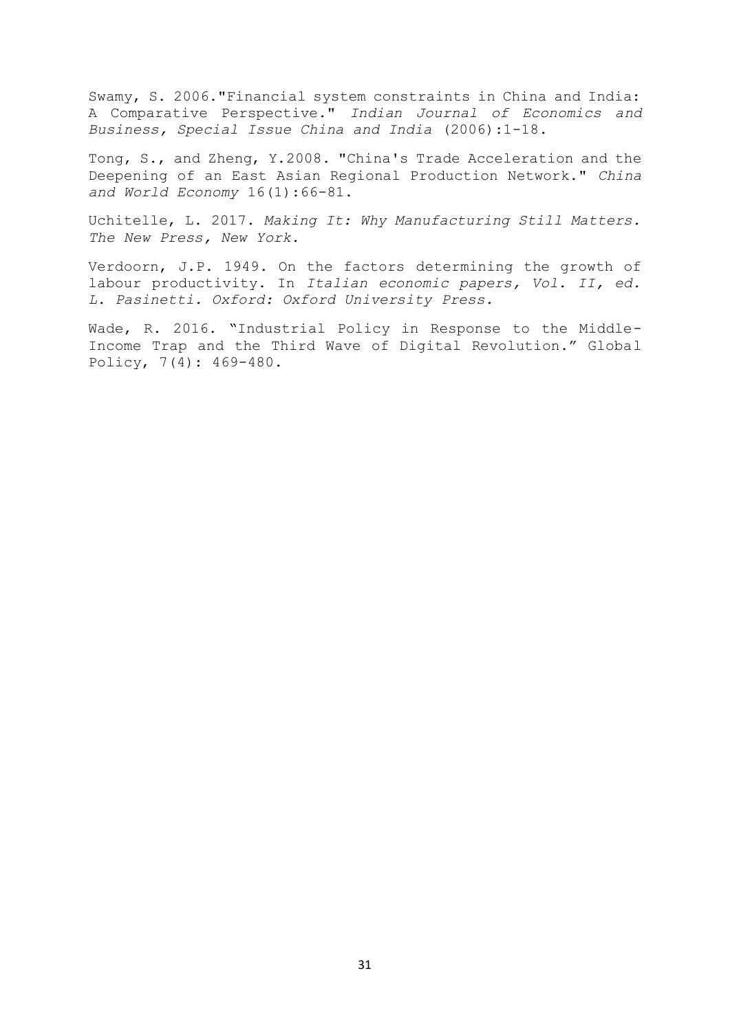Swamy, S. 2006."Financial system constraints in China and India: A Comparative Perspective." *Indian Journal of Economics and Business, Special Issue China and India* (2006):1-18.

Tong, S., and Zheng, Y.2008. "China's Trade Acceleration and the Deepening of an East Asian Regional Production Network." *China and World Economy* 16(1):66-81.

Uchitelle, L. 2017. *Making It: Why Manufacturing Still Matters. The New Press, New York.*

Verdoorn, J.P. 1949. On the factors determining the growth of labour productivity. In *Italian economic papers, Vol. II, ed. L. Pasinetti. Oxford: Oxford University Press.*

Wade, R. 2016. "Industrial Policy in Response to the Middle-Income Trap and the Third Wave of Digital Revolution." Global Policy, 7(4): 469-480.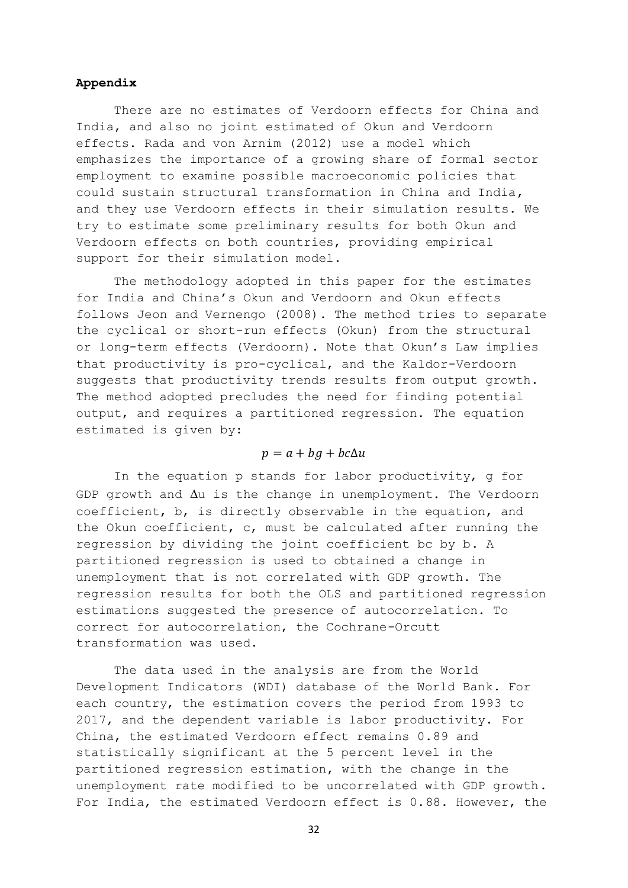## Appendix

There are no estimates of Verdoorn effects for China and India, and also no joint estimated of Okun and Verdoorn effects. Rada and von Arnim (2012) use a model which emphasizes the importance of a growing share of formal sector employment to examine possible macroeconomic policies that could sustain structural transformation in China and India, and they use Verdoorn effects in their simulation results. We try to estimate some preliminary results for both Okun and Verdoorn effects on both countries, providing empirical support for their simulation model.

The methodology adopted in this paper for the estimates for India and China's Okun and Verdoorn and Okun effects follows Jeon and Vernengo (2008). The method tries to separate the cyclical or short-run effects (Okun) from the structural or long-term effects (Verdoorn). Note that Okun's Law implies that productivity is pro-cyclical, and the Kaldor-Verdoorn suggests that productivity trends results from output growth. The method adopted precludes the need for finding potential output, and requires a partitioned regression. The equation estimated is given by:

$$p = a + bg + bc\Delta u$$

In the equation p stands for labor productivity, g for GDP growth and $\Delta u$ is the change in unemployment. The Verdoorn coefficient, b, is directly observable in the equation, and the Okun coefficient, c, must be calculated after running the regression by dividing the joint coefficient bc by b. A partitioned regression is used to obtained a change in unemployment that is not correlated with GDP growth. The regression results for both the OLS and partitioned regression estimations suggested the presence of autocorrelation. To correct for autocorrelation, the Cochrane-Orcutt transformation was used.

The data used in the analysis are from the World Development Indicators (WDI) database of the World Bank. For each country, the estimation covers the period from 1993 to 2017, and the dependent variable is labor productivity. For China, the estimated Verdoorn effect remains 0.89 and statistically significant at the 5 percent level in the partitioned regression estimation, with the change in the unemployment rate modified to be uncorrelated with GDP growth. For India, the estimated Verdoorn effect is 0.88. However, the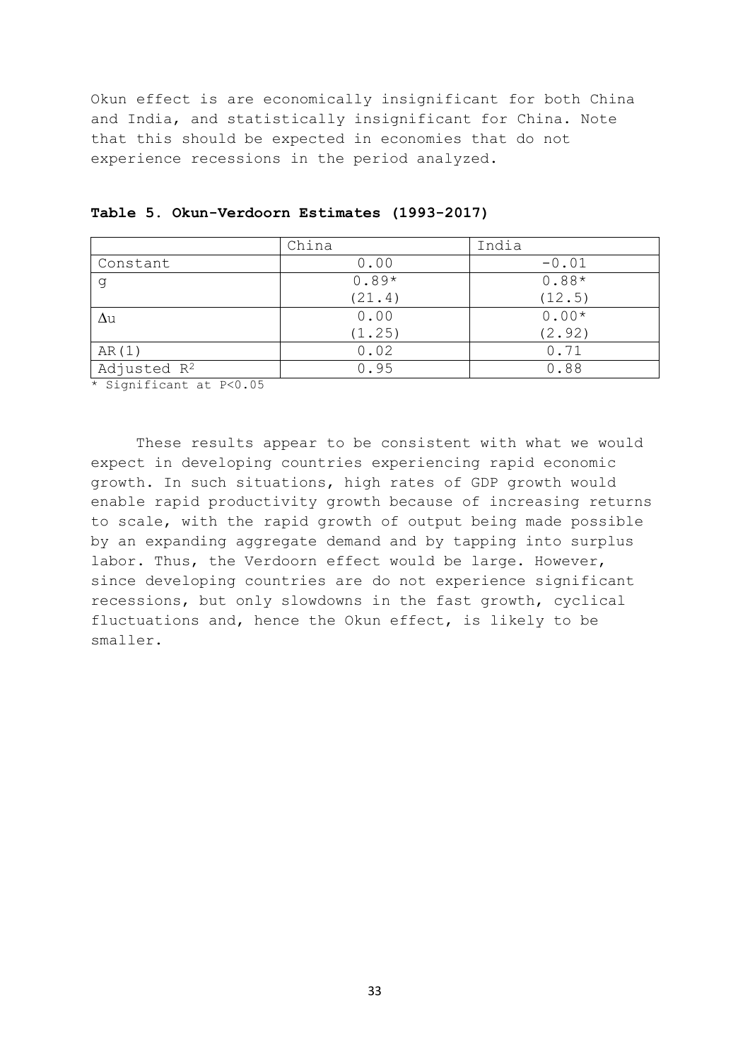Okun effect is are economically insignificant for both China and India, and statistically insignificant for China. Note that this should be expected in economies that do not experience recessions in the period analyzed.

**Table 5. Okun-Verdoorn Estimates (1993-2017)**

| | China | India |
|---|---|---|
| Constant | 0.00 | -0.01 |
| g | 0.89* | 0.88* |
| | (21.4) | (12.5) |
| $\Delta u$ | 0.00 | 0.00* |
| | (1.25) | (2.92) |
| AR(1) | 0.02 | 0.71 |
| Adjusted $R^2$ | 0.95 | 0.88 |

* Significant at P<0.05

These results appear to be consistent with what we would expect in developing countries experiencing rapid economic growth. In such situations, high rates of GDP growth would enable rapid productivity growth because of increasing returns to scale, with the rapid growth of output being made possible by an expanding aggregate demand and by tapping into surplus labor. Thus, the Verdoorn effect would be large. However, since developing countries are do not experience significant recessions, but only slowdowns in the fast growth, cyclical fluctuations and, hence the Okun effect, is likely to be smaller.